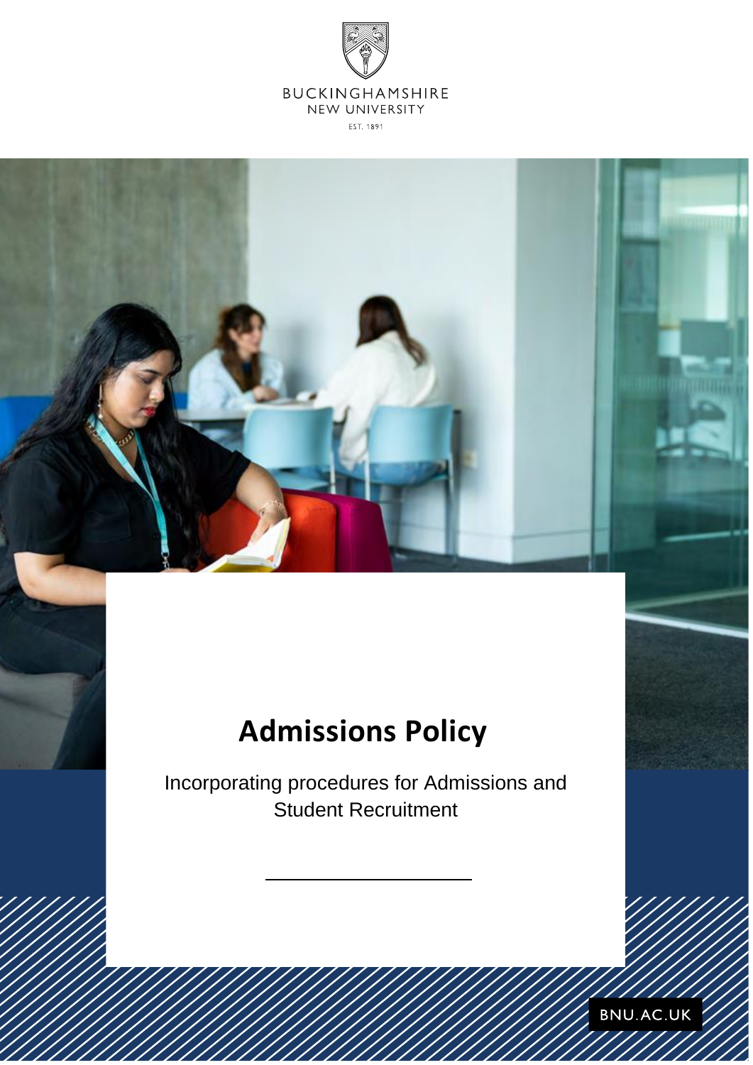BUCKINGHAMSHIRE
NEW UNIVERSITY
EST. 1891

# Admissions Policy

Incorporating procedures for Admissions and Student Recruitment

BNU.AC.UK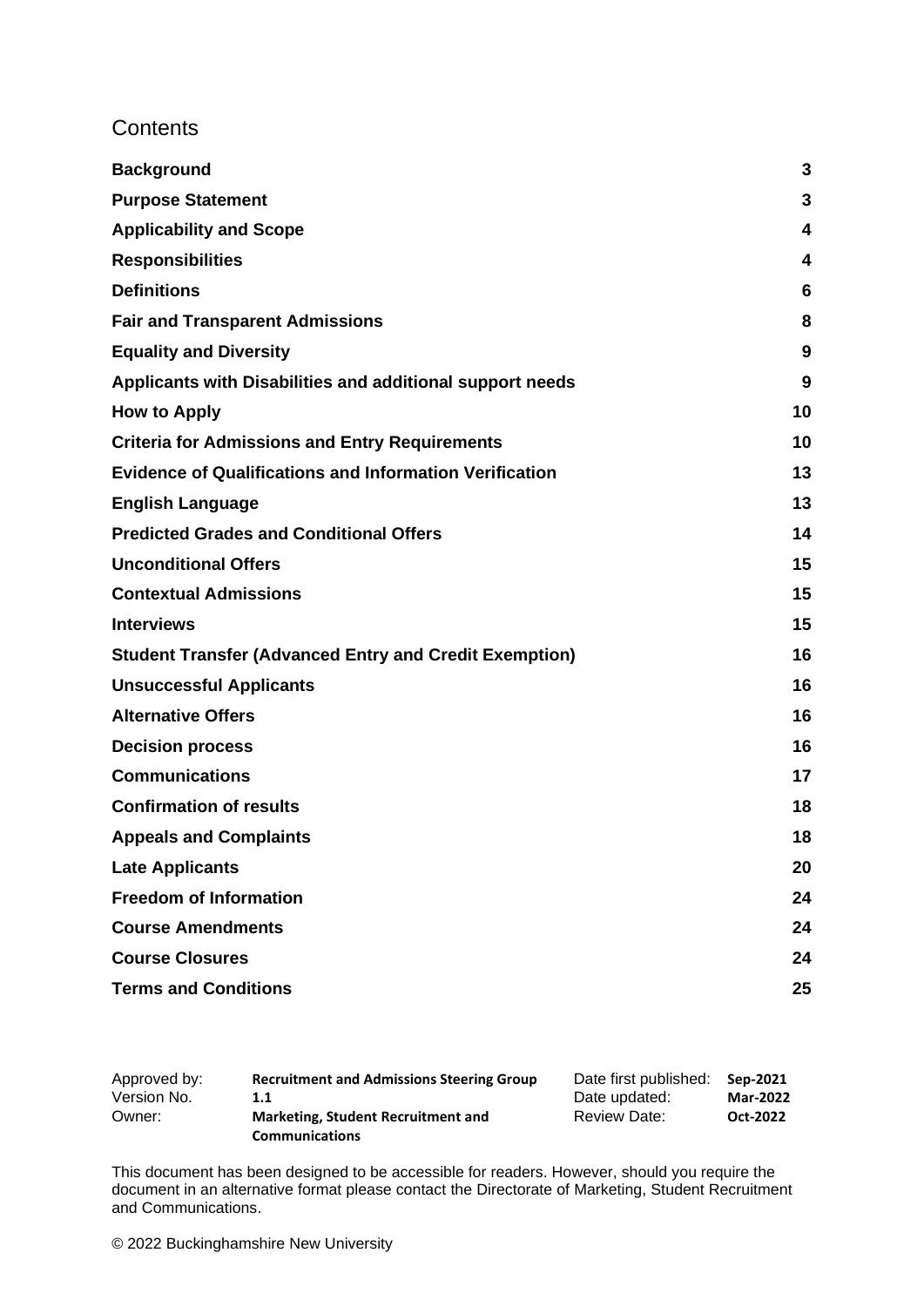# Contents

| | |
|---|---|
| **Background** | **3** |
| **Purpose Statement** | **3** |
| **Applicability and Scope** | **4** |
| **Responsibilities** | **4** |
| **Definitions** | **6** |
| **Fair and Transparent Admissions** | **8** |
| **Equality and Diversity** | **9** |
| **Applicants with Disabilities and additional support needs** | **9** |
| **How to Apply** | **10** |
| **Criteria for Admissions and Entry Requirements** | **10** |
| **Evidence of Qualifications and Information Verification** | **13** |
| **English Language** | **13** |
| **Predicted Grades and Conditional Offers** | **14** |
| **Unconditional Offers** | **15** |
| **Contextual Admissions** | **15** |
| **Interviews** | **15** |
| **Student Transfer (Advanced Entry and Credit Exemption)** | **16** |
| **Unsuccessful Applicants** | **16** |
| **Alternative Offers** | **16** |
| **Decision process** | **16** |
| **Communications** | **17** |
| **Confirmation of results** | **18** |
| **Appeals and Complaints** | **18** |
| **Late Applicants** | **20** |
| **Freedom of Information** | **24** |
| **Course Amendments** | **24** |
| **Course Closures** | **24** |
| **Terms and Conditions** | **25** |

| | | | |
|---|---|---|---|
| Approved by: | **Recruitment and Admissions Steering Group** | Date first published: | **Sep-2021** |
| Version No. | **1.1** | Date updated: | **Mar-2022** |
| Owner: | **Marketing, Student Recruitment and Communications** | Review Date: | **Oct-2022** |

This document has been designed to be accessible for readers. However, should you require the document in an alternative format please contact the Directorate of Marketing, Student Recruitment and Communications.

© 2022 Buckinghamshire New University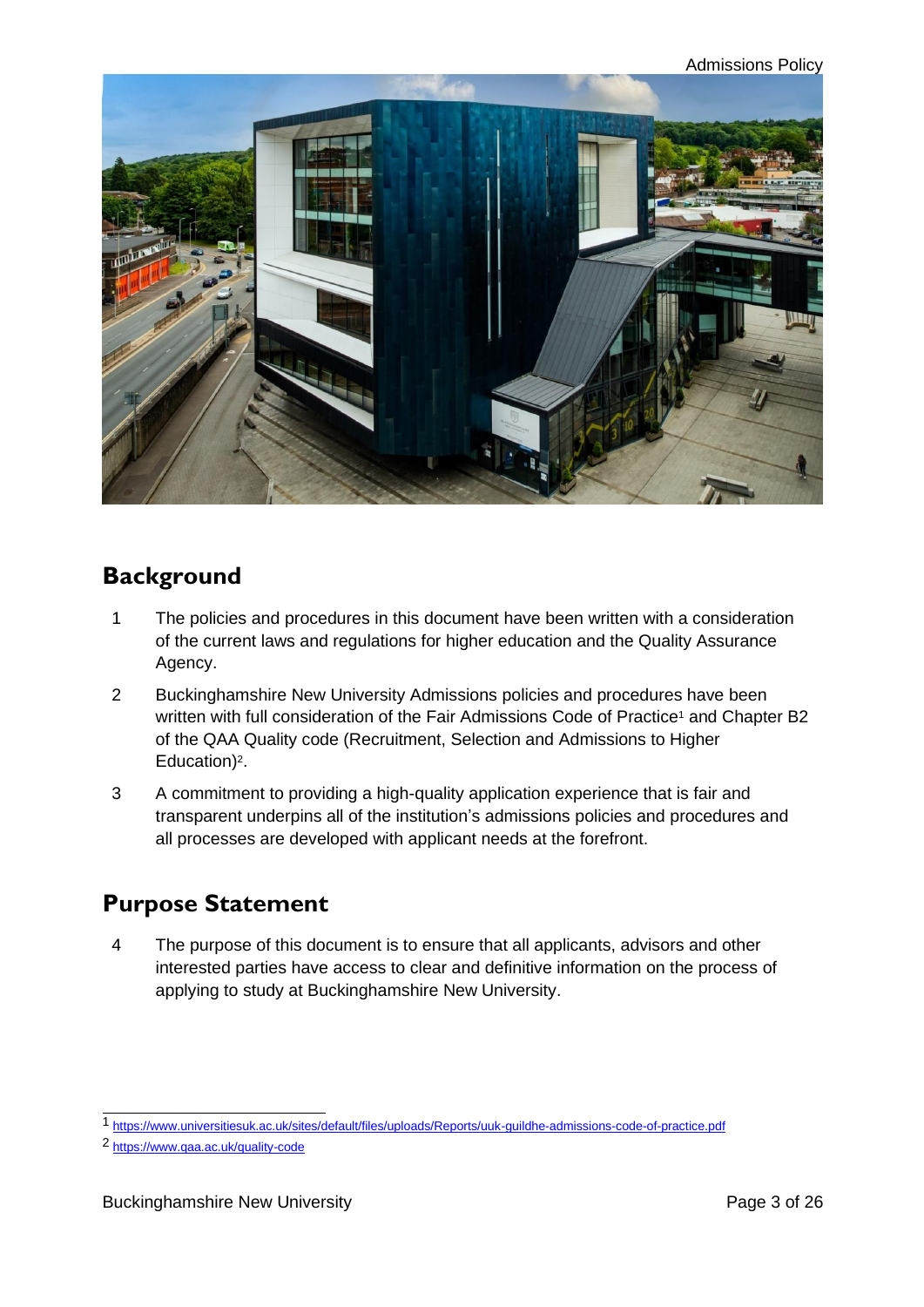## Background

1 The policies and procedures in this document have been written with a consideration of the current laws and regulations for higher education and the Quality Assurance Agency.

2 Buckinghamshire New University Admissions policies and procedures have been written with full consideration of the Fair Admissions Code of Practice[1] and Chapter B2 of the QAA Quality code (Recruitment, Selection and Admissions to Higher Education)[2].

3 A commitment to providing a high-quality application experience that is fair and transparent underpins all of the institution's admissions policies and procedures and all processes are developed with applicant needs at the forefront.

## Purpose Statement

4 The purpose of this document is to ensure that all applicants, advisors and other interested parties have access to clear and definitive information on the process of applying to study at Buckinghamshire New University.

---

1 https://www.universitiesuk.ac.uk/sites/default/files/uploads/Reports/uuk-guildhe-admissions-code-of-practice.pdf

2 https://www.qaa.ac.uk/quality-code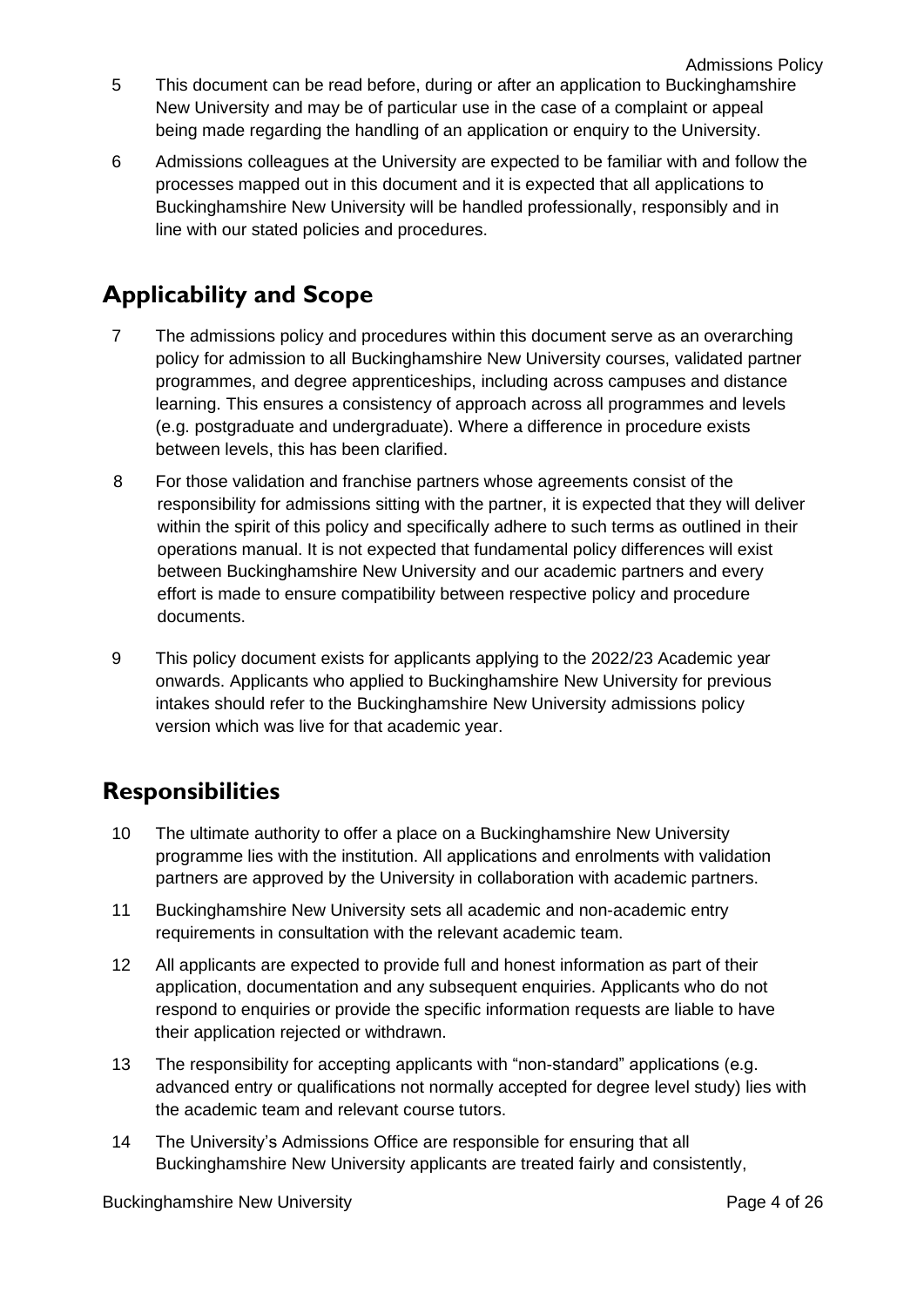5 This document can be read before, during or after an application to Buckinghamshire New University and may be of particular use in the case of a complaint or appeal being made regarding the handling of an application or enquiry to the University.

6 Admissions colleagues at the University are expected to be familiar with and follow the processes mapped out in this document and it is expected that all applications to Buckinghamshire New University will be handled professionally, responsibly and in line with our stated policies and procedures.

## Applicability and Scope

7 The admissions policy and procedures within this document serve as an overarching policy for admission to all Buckinghamshire New University courses, validated partner programmes, and degree apprenticeships, including across campuses and distance learning. This ensures a consistency of approach across all programmes and levels (e.g. postgraduate and undergraduate). Where a difference in procedure exists between levels, this has been clarified.

8 For those validation and franchise partners whose agreements consist of the responsibility for admissions sitting with the partner, it is expected that they will deliver within the spirit of this policy and specifically adhere to such terms as outlined in their operations manual. It is not expected that fundamental policy differences will exist between Buckinghamshire New University and our academic partners and every effort is made to ensure compatibility between respective policy and procedure documents.

9 This policy document exists for applicants applying to the 2022/23 Academic year onwards. Applicants who applied to Buckinghamshire New University for previous intakes should refer to the Buckinghamshire New University admissions policy version which was live for that academic year.

## Responsibilities

10 The ultimate authority to offer a place on a Buckinghamshire New University programme lies with the institution. All applications and enrolments with validation partners are approved by the University in collaboration with academic partners.

11 Buckinghamshire New University sets all academic and non-academic entry requirements in consultation with the relevant academic team.

12 All applicants are expected to provide full and honest information as part of their application, documentation and any subsequent enquiries. Applicants who do not respond to enquiries or provide the specific information requests are liable to have their application rejected or withdrawn.

13 The responsibility for accepting applicants with "non-standard" applications (e.g. advanced entry or qualifications not normally accepted for degree level study) lies with the academic team and relevant course tutors.

14 The University's Admissions Office are responsible for ensuring that all Buckinghamshire New University applicants are treated fairly and consistently,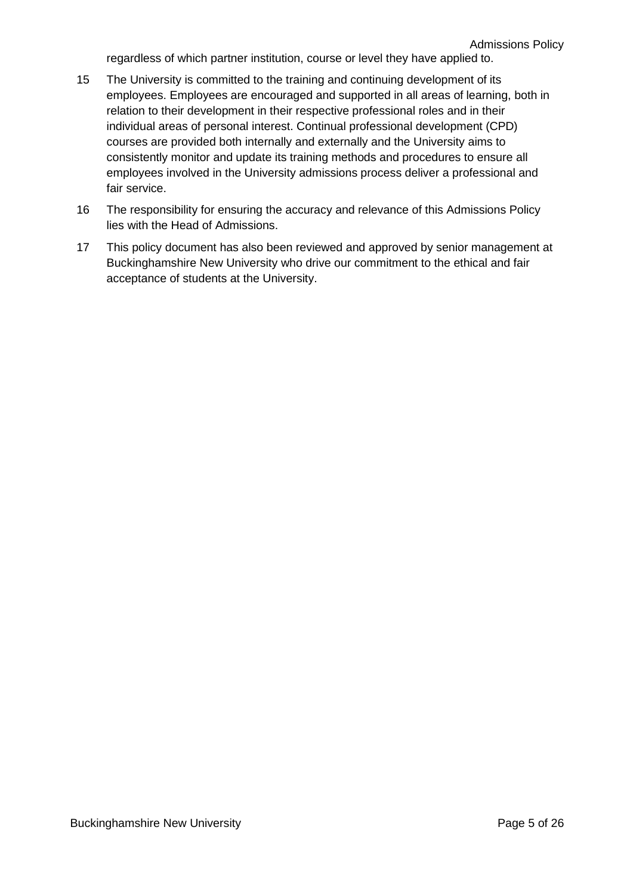regardless of which partner institution, course or level they have applied to.

15 The University is committed to the training and continuing development of its employees. Employees are encouraged and supported in all areas of learning, both in relation to their development in their respective professional roles and in their individual areas of personal interest. Continual professional development (CPD) courses are provided both internally and externally and the University aims to consistently monitor and update its training methods and procedures to ensure all employees involved in the University admissions process deliver a professional and fair service.

16 The responsibility for ensuring the accuracy and relevance of this Admissions Policy lies with the Head of Admissions.

17 This policy document has also been reviewed and approved by senior management at Buckinghamshire New University who drive our commitment to the ethical and fair acceptance of students at the University.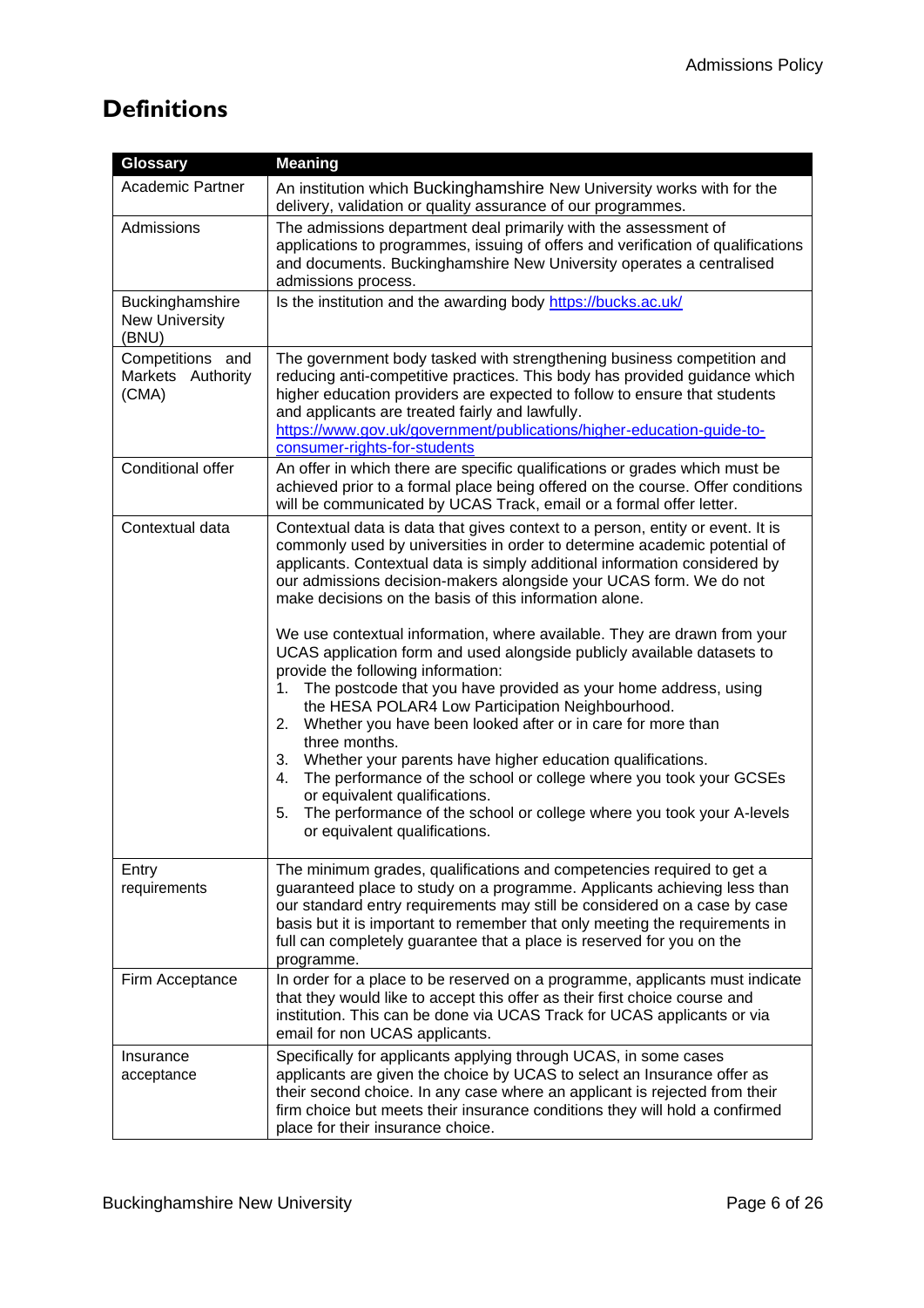## Definitions

| Glossary | Meaning |
|---|---|
| Academic Partner | An institution which Buckinghamshire New University works with for the delivery, validation or quality assurance of our programmes. |
| Admissions | The admissions department deal primarily with the assessment of applications to programmes, issuing of offers and verification of qualifications and documents. Buckinghamshire New University operates a centralised admissions process. |
| Buckinghamshire New University (BNU) | Is the institution and the awarding body https://bucks.ac.uk/ |
| Competitions and Markets Authority (CMA) | The government body tasked with strengthening business competition and reducing anti-competitive practices. This body has provided guidance which higher education providers are expected to follow to ensure that students and applicants are treated fairly and lawfully. https://www.gov.uk/government/publications/higher-education-guide-to-consumer-rights-for-students |
| Conditional offer | An offer in which there are specific qualifications or grades which must be achieved prior to a formal place being offered on the course. Offer conditions will be communicated by UCAS Track, email or a formal offer letter. |
| Contextual data | Contextual data is data that gives context to a person, entity or event. It is commonly used by universities in order to determine academic potential of applicants. Contextual data is simply additional information considered by our admissions decision-makers alongside your UCAS form. We do not make decisions on the basis of this information alone.<br><br>We use contextual information, where available. They are drawn from your UCAS application form and used alongside publicly available datasets to provide the following information:<br>1. The postcode that you have provided as your home address, using the HESA POLAR4 Low Participation Neighbourhood.<br>2. Whether you have been looked after or in care for more than three months.<br>3. Whether your parents have higher education qualifications.<br>4. The performance of the school or college where you took your GCSEs or equivalent qualifications.<br>5. The performance of the school or college where you took your A-levels or equivalent qualifications. |
| Entry requirements | The minimum grades, qualifications and competencies required to get a guaranteed place to study on a programme. Applicants achieving less than our standard entry requirements may still be considered on a case by case basis but it is important to remember that only meeting the requirements in full can completely guarantee that a place is reserved for you on the programme. |
| Firm Acceptance | In order for a place to be reserved on a programme, applicants must indicate that they would like to accept this offer as their first choice course and institution. This can be done via UCAS Track for UCAS applicants or via email for non UCAS applicants. |
| Insurance acceptance | Specifically for applicants applying through UCAS, in some cases applicants are given the choice by UCAS to select an Insurance offer as their second choice. In any case where an applicant is rejected from their firm choice but meets their insurance conditions they will hold a confirmed place for their insurance choice. |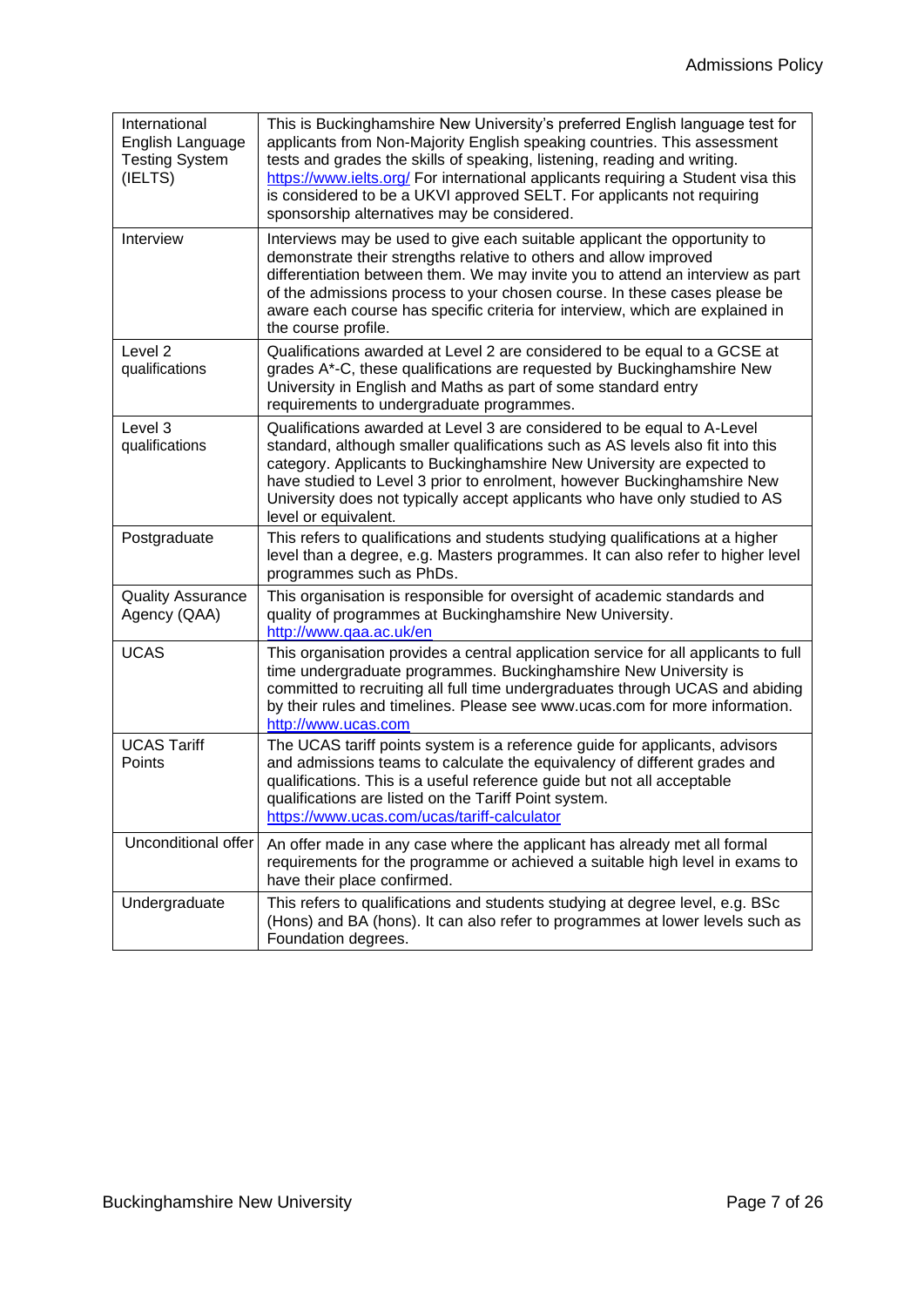| | |
|---|---|
| International English Language Testing System (IELTS) | This is Buckinghamshire New University's preferred English language test for applicants from Non-Majority English speaking countries. This assessment tests and grades the skills of speaking, listening, reading and writing. https://www.ielts.org/ For international applicants requiring a Student visa this is considered to be a UKVI approved SELT. For applicants not requiring sponsorship alternatives may be considered. |
| Interview | Interviews may be used to give each suitable applicant the opportunity to demonstrate their strengths relative to others and allow improved differentiation between them. We may invite you to attend an interview as part of the admissions process to your chosen course. In these cases please be aware each course has specific criteria for interview, which are explained in the course profile. |
| Level 2 qualifications | Qualifications awarded at Level 2 are considered to be equal to a GCSE at grades A*-C, these qualifications are requested by Buckinghamshire New University in English and Maths as part of some standard entry requirements to undergraduate programmes. |
| Level 3 qualifications | Qualifications awarded at Level 3 are considered to be equal to A-Level standard, although smaller qualifications such as AS levels also fit into this category. Applicants to Buckinghamshire New University are expected to have studied to Level 3 prior to enrolment, however Buckinghamshire New University does not typically accept applicants who have only studied to AS level or equivalent. |
| Postgraduate | This refers to qualifications and students studying qualifications at a higher level than a degree, e.g. Masters programmes. It can also refer to higher level programmes such as PhDs. |
| Quality Assurance Agency (QAA) | This organisation is responsible for oversight of academic standards and quality of programmes at Buckinghamshire New University. http://www.qaa.ac.uk/en |
| UCAS | This organisation provides a central application service for all applicants to full time undergraduate programmes. Buckinghamshire New University is committed to recruiting all full time undergraduates through UCAS and abiding by their rules and timelines. Please see www.ucas.com for more information. http://www.ucas.com |
| UCAS Tariff Points | The UCAS tariff points system is a reference guide for applicants, advisors and admissions teams to calculate the equivalency of different grades and qualifications. This is a useful reference guide but not all acceptable qualifications are listed on the Tariff Point system. https://www.ucas.com/ucas/tariff-calculator |
| Unconditional offer | An offer made in any case where the applicant has already met all formal requirements for the programme or achieved a suitable high level in exams to have their place confirmed. |
| Undergraduate | This refers to qualifications and students studying at degree level, e.g. BSc (Hons) and BA (hons). It can also refer to programmes at lower levels such as Foundation degrees. |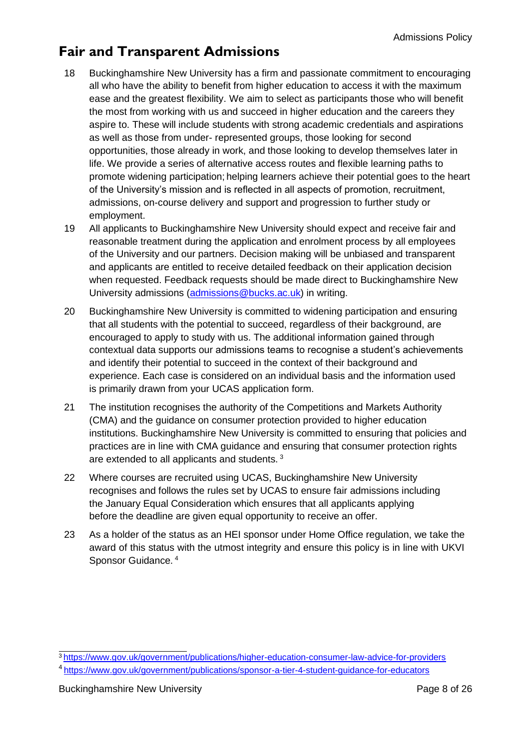## Fair and Transparent Admissions

18 Buckinghamshire New University has a firm and passionate commitment to encouraging all who have the ability to benefit from higher education to access it with the maximum ease and the greatest flexibility. We aim to select as participants those who will benefit the most from working with us and succeed in higher education and the careers they aspire to. These will include students with strong academic credentials and aspirations as well as those from under- represented groups, those looking for second opportunities, those already in work, and those looking to develop themselves later in life. We provide a series of alternative access routes and flexible learning paths to promote widening participation; helping learners achieve their potential goes to the heart of the University's mission and is reflected in all aspects of promotion, recruitment, admissions, on-course delivery and support and progression to further study or employment.

19 All applicants to Buckinghamshire New University should expect and receive fair and reasonable treatment during the application and enrolment process by all employees of the University and our partners. Decision making will be unbiased and transparent and applicants are entitled to receive detailed feedback on their application decision when requested. Feedback requests should be made direct to Buckinghamshire New University admissions (admissions@bucks.ac.uk) in writing.

20 Buckinghamshire New University is committed to widening participation and ensuring that all students with the potential to succeed, regardless of their background, are encouraged to apply to study with us. The additional information gained through contextual data supports our admissions teams to recognise a student's achievements and identify their potential to succeed in the context of their background and experience. Each case is considered on an individual basis and the information used is primarily drawn from your UCAS application form.

21 The institution recognises the authority of the Competitions and Markets Authority (CMA) and the guidance on consumer protection provided to higher education institutions. Buckinghamshire New University is committed to ensuring that policies and practices are in line with CMA guidance and ensuring that consumer protection rights are extended to all applicants and students. [3]

22 Where courses are recruited using UCAS, Buckinghamshire New University recognises and follows the rules set by UCAS to ensure fair admissions including the January Equal Consideration which ensures that all applicants applying before the deadline are given equal opportunity to receive an offer.

23 As a holder of the status as an HEI sponsor under Home Office regulation, we take the award of this status with the utmost integrity and ensure this policy is in line with UKVI Sponsor Guidance. [4]

---

[3] https://www.gov.uk/government/publications/higher-education-consumer-law-advice-for-providers

[4] https://www.gov.uk/government/publications/sponsor-a-tier-4-student-guidance-for-educators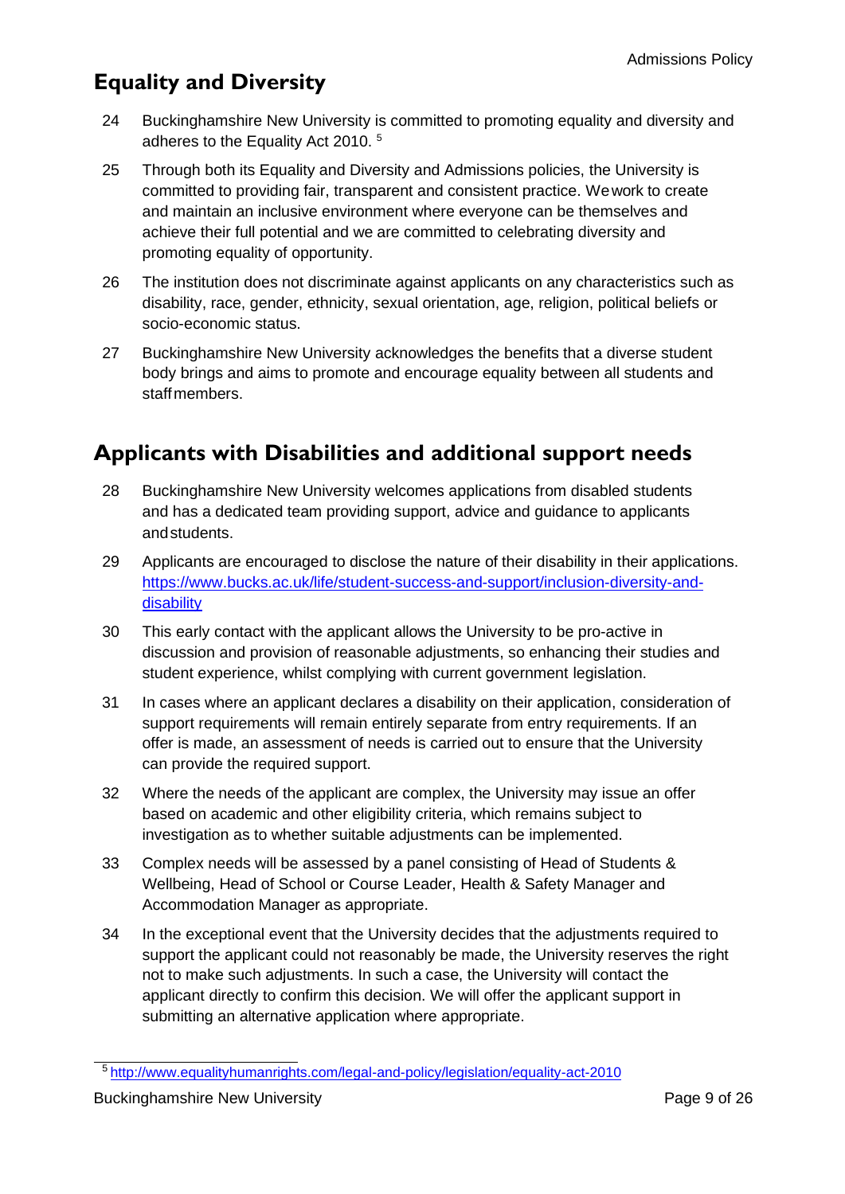## Equality and Diversity

24 Buckinghamshire New University is committed to promoting equality and diversity and adheres to the Equality Act 2010. [5]

25 Through both its Equality and Diversity and Admissions policies, the University is committed to providing fair, transparent and consistent practice. We work to create and maintain an inclusive environment where everyone can be themselves and achieve their full potential and we are committed to celebrating diversity and promoting equality of opportunity.

26 The institution does not discriminate against applicants on any characteristics such as disability, race, gender, ethnicity, sexual orientation, age, religion, political beliefs or socio-economic status.

27 Buckinghamshire New University acknowledges the benefits that a diverse student body brings and aims to promote and encourage equality between all students and staff members.

## Applicants with Disabilities and additional support needs

28 Buckinghamshire New University welcomes applications from disabled students and has a dedicated team providing support, advice and guidance to applicants and students.

29 Applicants are encouraged to disclose the nature of their disability in their applications. https://www.bucks.ac.uk/life/student-success-and-support/inclusion-diversity-and-disability

30 This early contact with the applicant allows the University to be pro-active in discussion and provision of reasonable adjustments, so enhancing their studies and student experience, whilst complying with current government legislation.

31 In cases where an applicant declares a disability on their application, consideration of support requirements will remain entirely separate from entry requirements. If an offer is made, an assessment of needs is carried out to ensure that the University can provide the required support.

32 Where the needs of the applicant are complex, the University may issue an offer based on academic and other eligibility criteria, which remains subject to investigation as to whether suitable adjustments can be implemented.

33 Complex needs will be assessed by a panel consisting of Head of Students & Wellbeing, Head of School or Course Leader, Health & Safety Manager and Accommodation Manager as appropriate.

34 In the exceptional event that the University decides that the adjustments required to support the applicant could not reasonably be made, the University reserves the right not to make such adjustments. In such a case, the University will contact the applicant directly to confirm this decision. We will offer the applicant support in submitting an alternative application where appropriate.

[5] http://www.equalityhumanrights.com/legal-and-policy/legislation/equality-act-2010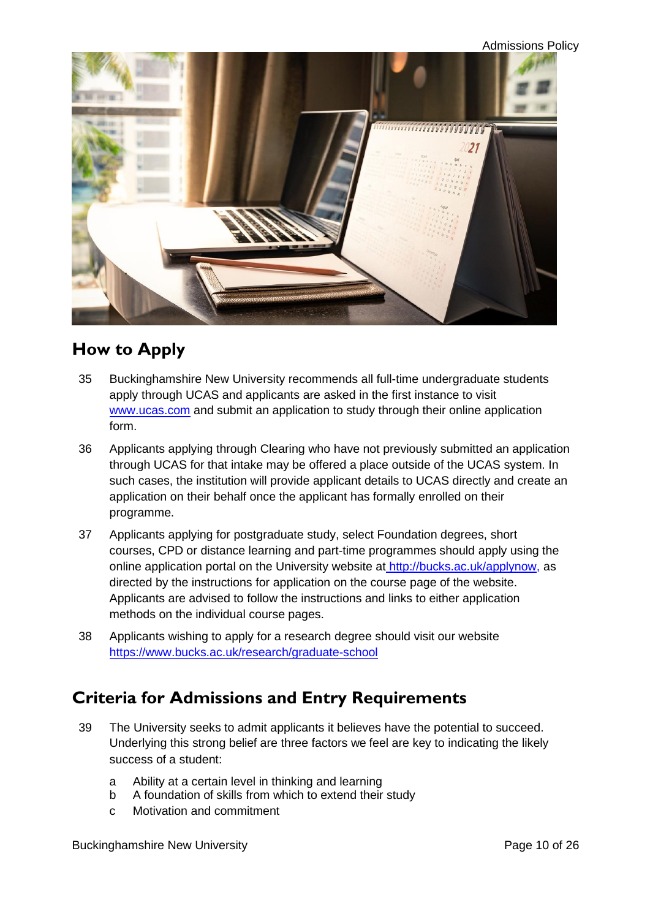## How to Apply

35 Buckinghamshire New University recommends all full-time undergraduate students apply through UCAS and applicants are asked in the first instance to visit www.ucas.com and submit an application to study through their online application form.

36 Applicants applying through Clearing who have not previously submitted an application through UCAS for that intake may be offered a place outside of the UCAS system. In such cases, the institution will provide applicant details to UCAS directly and create an application on their behalf once the applicant has formally enrolled on their programme.

37 Applicants applying for postgraduate study, select Foundation degrees, short courses, CPD or distance learning and part-time programmes should apply using the online application portal on the University website at http://bucks.ac.uk/applynow, as directed by the instructions for application on the course page of the website. Applicants are advised to follow the instructions and links to either application methods on the individual course pages.

38 Applicants wishing to apply for a research degree should visit our website https://www.bucks.ac.uk/research/graduate-school

## Criteria for Admissions and Entry Requirements

39 The University seeks to admit applicants it believes have the potential to succeed. Underlying this strong belief are three factors we feel are key to indicating the likely success of a student:

a Ability at a certain level in thinking and learning
b A foundation of skills from which to extend their study
c Motivation and commitment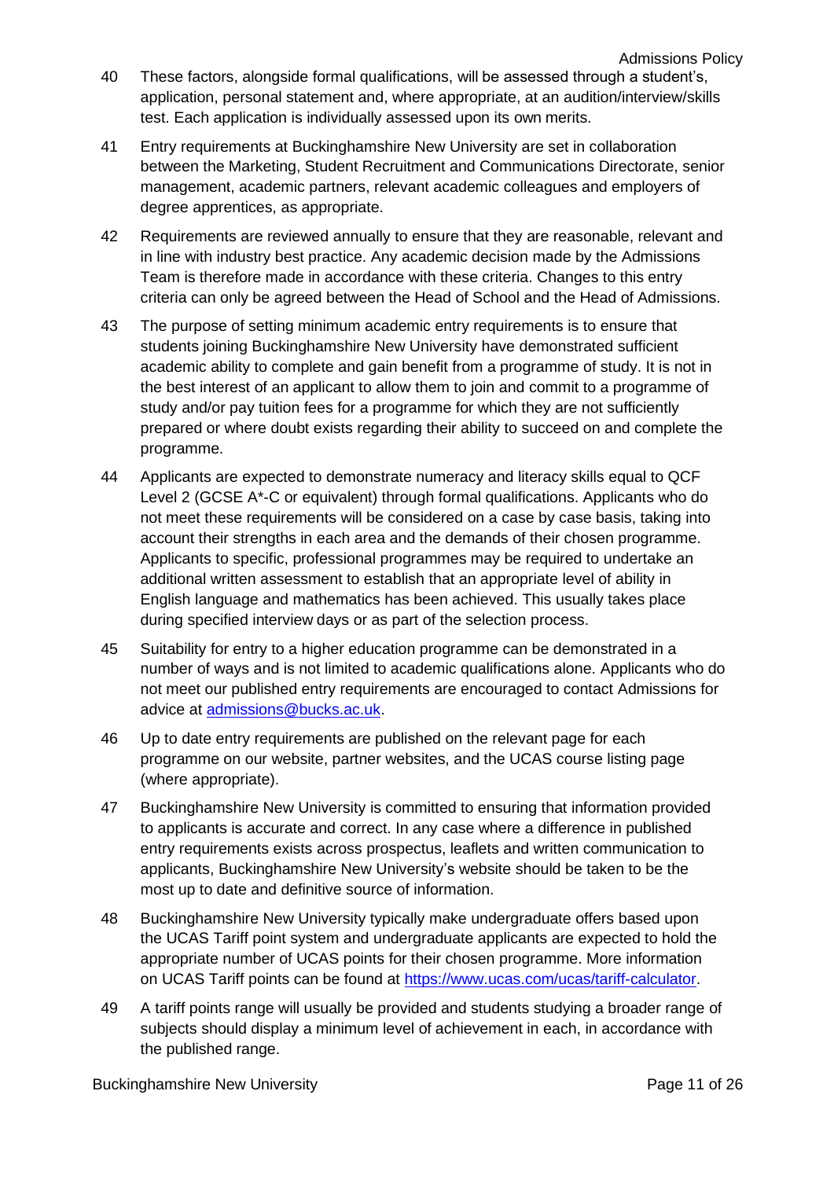40 These factors, alongside formal qualifications, will be assessed through a student's, application, personal statement and, where appropriate, at an audition/interview/skills test. Each application is individually assessed upon its own merits.

41 Entry requirements at Buckinghamshire New University are set in collaboration between the Marketing, Student Recruitment and Communications Directorate, senior management, academic partners, relevant academic colleagues and employers of degree apprentices, as appropriate.

42 Requirements are reviewed annually to ensure that they are reasonable, relevant and in line with industry best practice. Any academic decision made by the Admissions Team is therefore made in accordance with these criteria. Changes to this entry criteria can only be agreed between the Head of School and the Head of Admissions.

43 The purpose of setting minimum academic entry requirements is to ensure that students joining Buckinghamshire New University have demonstrated sufficient academic ability to complete and gain benefit from a programme of study. It is not in the best interest of an applicant to allow them to join and commit to a programme of study and/or pay tuition fees for a programme for which they are not sufficiently prepared or where doubt exists regarding their ability to succeed on and complete the programme.

44 Applicants are expected to demonstrate numeracy and literacy skills equal to QCF Level 2 (GCSE A*-C or equivalent) through formal qualifications. Applicants who do not meet these requirements will be considered on a case by case basis, taking into account their strengths in each area and the demands of their chosen programme. Applicants to specific, professional programmes may be required to undertake an additional written assessment to establish that an appropriate level of ability in English language and mathematics has been achieved. This usually takes place during specified interview days or as part of the selection process.

45 Suitability for entry to a higher education programme can be demonstrated in a number of ways and is not limited to academic qualifications alone. Applicants who do not meet our published entry requirements are encouraged to contact Admissions for advice at [admissions@bucks.ac.uk](mailto:admissions@bucks.ac.uk).

46 Up to date entry requirements are published on the relevant page for each programme on our website, partner websites, and the UCAS course listing page (where appropriate).

47 Buckinghamshire New University is committed to ensuring that information provided to applicants is accurate and correct. In any case where a difference in published entry requirements exists across prospectus, leaflets and written communication to applicants, Buckinghamshire New University's website should be taken to be the most up to date and definitive source of information.

48 Buckinghamshire New University typically make undergraduate offers based upon the UCAS Tariff point system and undergraduate applicants are expected to hold the appropriate number of UCAS points for their chosen programme. More information on UCAS Tariff points can be found at [https://www.ucas.com/ucas/tariff-calculator](https://www.ucas.com/ucas/tariff-calculator).

49 A tariff points range will usually be provided and students studying a broader range of subjects should display a minimum level of achievement in each, in accordance with the published range.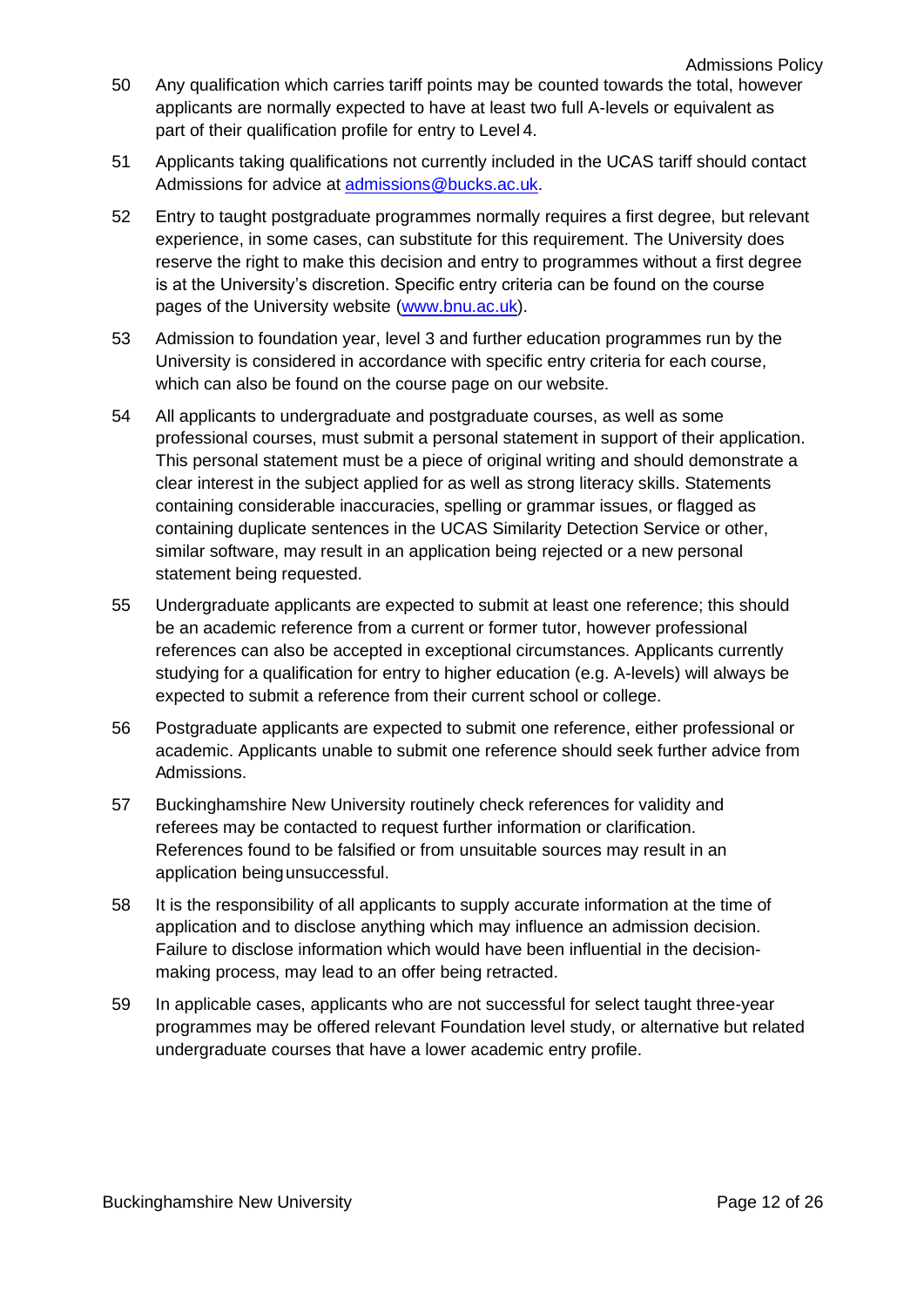50 Any qualification which carries tariff points may be counted towards the total, however applicants are normally expected to have at least two full A-levels or equivalent as part of their qualification profile for entry to Level 4.

51 Applicants taking qualifications not currently included in the UCAS tariff should contact Admissions for advice at [admissions@bucks.ac.uk](mailto:admissions@bucks.ac.uk).

52 Entry to taught postgraduate programmes normally requires a first degree, but relevant experience, in some cases, can substitute for this requirement. The University does reserve the right to make this decision and entry to programmes without a first degree is at the University's discretion. Specific entry criteria can be found on the course pages of the University website ([www.bnu.ac.uk](http://www.bnu.ac.uk)).

53 Admission to foundation year, level 3 and further education programmes run by the University is considered in accordance with specific entry criteria for each course, which can also be found on the course page on our website.

54 All applicants to undergraduate and postgraduate courses, as well as some professional courses, must submit a personal statement in support of their application. This personal statement must be a piece of original writing and should demonstrate a clear interest in the subject applied for as well as strong literacy skills. Statements containing considerable inaccuracies, spelling or grammar issues, or flagged as containing duplicate sentences in the UCAS Similarity Detection Service or other, similar software, may result in an application being rejected or a new personal statement being requested.

55 Undergraduate applicants are expected to submit at least one reference; this should be an academic reference from a current or former tutor, however professional references can also be accepted in exceptional circumstances. Applicants currently studying for a qualification for entry to higher education (e.g. A-levels) will always be expected to submit a reference from their current school or college.

56 Postgraduate applicants are expected to submit one reference, either professional or academic. Applicants unable to submit one reference should seek further advice from Admissions.

57 Buckinghamshire New University routinely check references for validity and referees may be contacted to request further information or clarification. References found to be falsified or from unsuitable sources may result in an application being unsuccessful.

58 It is the responsibility of all applicants to supply accurate information at the time of application and to disclose anything which may influence an admission decision. Failure to disclose information which would have been influential in the decision-making process, may lead to an offer being retracted.

59 In applicable cases, applicants who are not successful for select taught three-year programmes may be offered relevant Foundation level study, or alternative but related undergraduate courses that have a lower academic entry profile.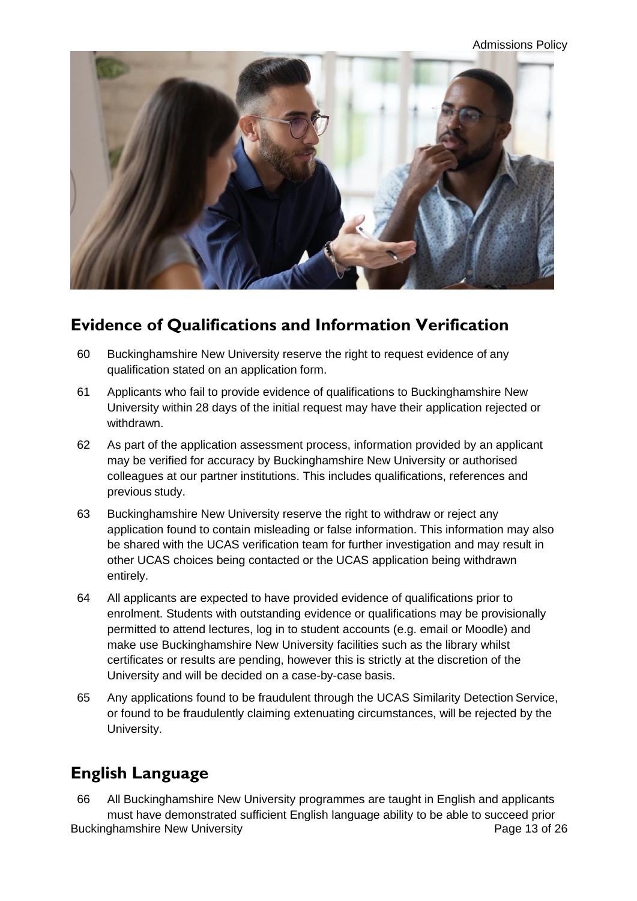## Evidence of Qualifications and Information Verification

60 Buckinghamshire New University reserve the right to request evidence of any qualification stated on an application form.

61 Applicants who fail to provide evidence of qualifications to Buckinghamshire New University within 28 days of the initial request may have their application rejected or withdrawn.

62 As part of the application assessment process, information provided by an applicant may be verified for accuracy by Buckinghamshire New University or authorised colleagues at our partner institutions. This includes qualifications, references and previous study.

63 Buckinghamshire New University reserve the right to withdraw or reject any application found to contain misleading or false information. This information may also be shared with the UCAS verification team for further investigation and may result in other UCAS choices being contacted or the UCAS application being withdrawn entirely.

64 All applicants are expected to have provided evidence of qualifications prior to enrolment. Students with outstanding evidence or qualifications may be provisionally permitted to attend lectures, log in to student accounts (e.g. email or Moodle) and make use Buckinghamshire New University facilities such as the library whilst certificates or results are pending, however this is strictly at the discretion of the University and will be decided on a case-by-case basis.

65 Any applications found to be fraudulent through the UCAS Similarity Detection Service, or found to be fraudulently claiming extenuating circumstances, will be rejected by the University.

## English Language

66 All Buckinghamshire New University programmes are taught in English and applicants must have demonstrated sufficient English language ability to be able to succeed prior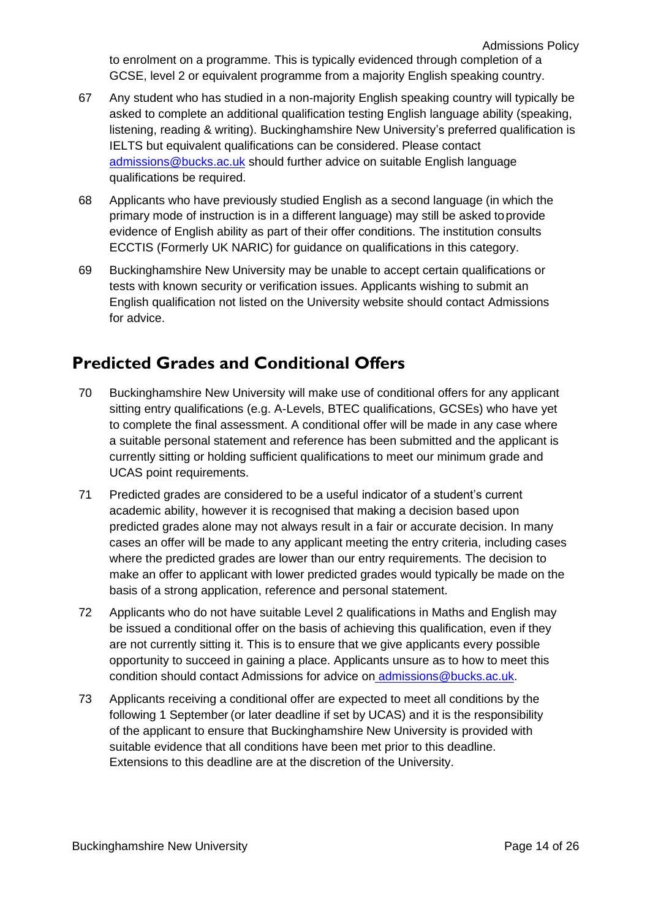to enrolment on a programme. This is typically evidenced through completion of a GCSE, level 2 or equivalent programme from a majority English speaking country.

67 Any student who has studied in a non-majority English speaking country will typically be asked to complete an additional qualification testing English language ability (speaking, listening, reading & writing). Buckinghamshire New University's preferred qualification is IELTS but equivalent qualifications can be considered. Please contact admissions@bucks.ac.uk should further advice on suitable English language qualifications be required.

68 Applicants who have previously studied English as a second language (in which the primary mode of instruction is in a different language) may still be asked to provide evidence of English ability as part of their offer conditions. The institution consults ECCTIS (Formerly UK NARIC) for guidance on qualifications in this category.

69 Buckinghamshire New University may be unable to accept certain qualifications or tests with known security or verification issues. Applicants wishing to submit an English qualification not listed on the University website should contact Admissions for advice.

## Predicted Grades and Conditional Offers

70 Buckinghamshire New University will make use of conditional offers for any applicant sitting entry qualifications (e.g. A-Levels, BTEC qualifications, GCSEs) who have yet to complete the final assessment. A conditional offer will be made in any case where a suitable personal statement and reference has been submitted and the applicant is currently sitting or holding sufficient qualifications to meet our minimum grade and UCAS point requirements.

71 Predicted grades are considered to be a useful indicator of a student's current academic ability, however it is recognised that making a decision based upon predicted grades alone may not always result in a fair or accurate decision. In many cases an offer will be made to any applicant meeting the entry criteria, including cases where the predicted grades are lower than our entry requirements. The decision to make an offer to applicant with lower predicted grades would typically be made on the basis of a strong application, reference and personal statement.

72 Applicants who do not have suitable Level 2 qualifications in Maths and English may be issued a conditional offer on the basis of achieving this qualification, even if they are not currently sitting it. This is to ensure that we give applicants every possible opportunity to succeed in gaining a place. Applicants unsure as to how to meet this condition should contact Admissions for advice on admissions@bucks.ac.uk.

73 Applicants receiving a conditional offer are expected to meet all conditions by the following 1 September (or later deadline if set by UCAS) and it is the responsibility of the applicant to ensure that Buckinghamshire New University is provided with suitable evidence that all conditions have been met prior to this deadline. Extensions to this deadline are at the discretion of the University.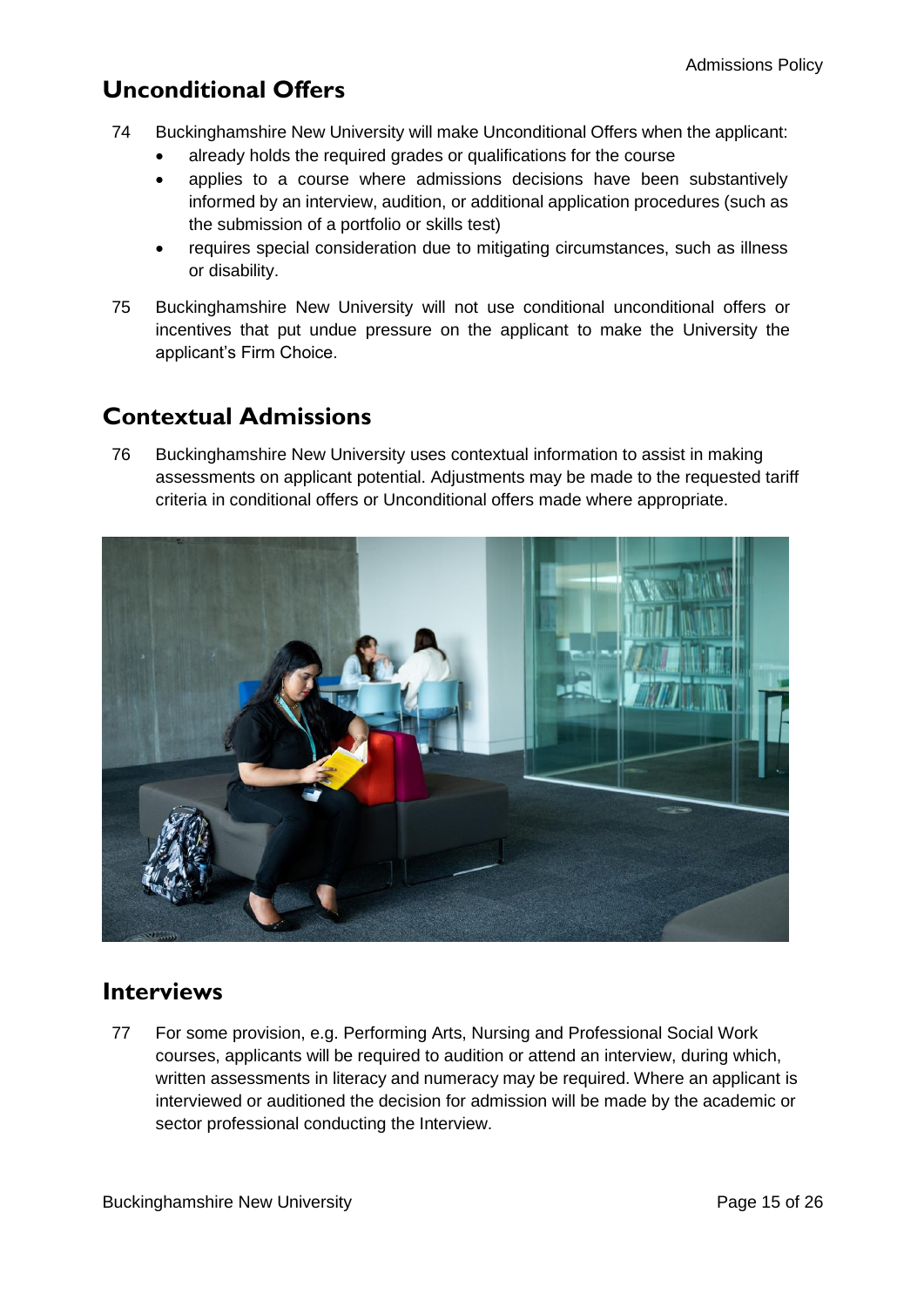## Unconditional Offers

74 Buckinghamshire New University will make Unconditional Offers when the applicant:

- already holds the required grades or qualifications for the course
- applies to a course where admissions decisions have been substantively informed by an interview, audition, or additional application procedures (such as the submission of a portfolio or skills test)
- requires special consideration due to mitigating circumstances, such as illness or disability.

75 Buckinghamshire New University will not use conditional unconditional offers or incentives that put undue pressure on the applicant to make the University the applicant's Firm Choice.

## Contextual Admissions

76 Buckinghamshire New University uses contextual information to assist in making assessments on applicant potential. Adjustments may be made to the requested tariff criteria in conditional offers or Unconditional offers made where appropriate.

## Interviews

77 For some provision, e.g. Performing Arts, Nursing and Professional Social Work courses, applicants will be required to audition or attend an interview, during which, written assessments in literacy and numeracy may be required. Where an applicant is interviewed or auditioned the decision for admission will be made by the academic or sector professional conducting the Interview.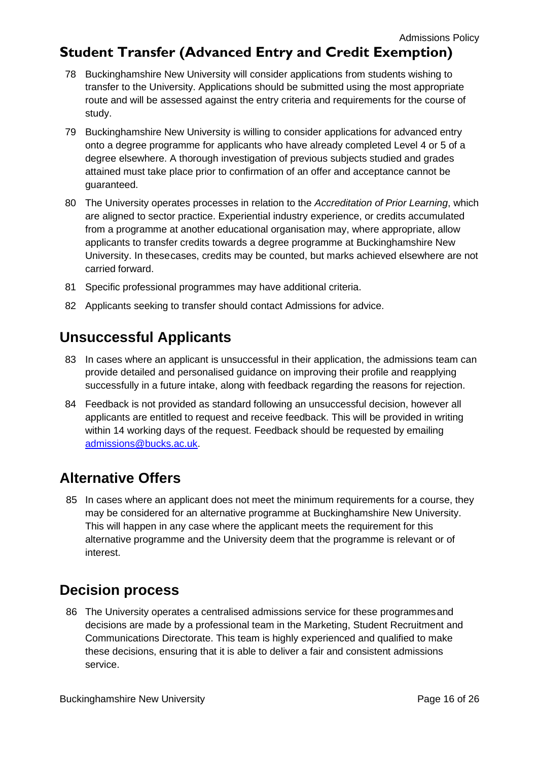## Student Transfer (Advanced Entry and Credit Exemption)

78 Buckinghamshire New University will consider applications from students wishing to transfer to the University. Applications should be submitted using the most appropriate route and will be assessed against the entry criteria and requirements for the course of study.

79 Buckinghamshire New University is willing to consider applications for advanced entry onto a degree programme for applicants who have already completed Level 4 or 5 of a degree elsewhere. A thorough investigation of previous subjects studied and grades attained must take place prior to confirmation of an offer and acceptance cannot be guaranteed.

80 The University operates processes in relation to the *Accreditation of Prior Learning*, which are aligned to sector practice. Experiential industry experience, or credits accumulated from a programme at another educational organisation may, where appropriate, allow applicants to transfer credits towards a degree programme at Buckinghamshire New University. In thesecases, credits may be counted, but marks achieved elsewhere are not carried forward.

81 Specific professional programmes may have additional criteria.

82 Applicants seeking to transfer should contact Admissions for advice.

## Unsuccessful Applicants

83 In cases where an applicant is unsuccessful in their application, the admissions team can provide detailed and personalised guidance on improving their profile and reapplying successfully in a future intake, along with feedback regarding the reasons for rejection.

84 Feedback is not provided as standard following an unsuccessful decision, however all applicants are entitled to request and receive feedback. This will be provided in writing within 14 working days of the request. Feedback should be requested by emailing [admissions@bucks.ac.uk](mailto:admissions@bucks.ac.uk).

## Alternative Offers

85 In cases where an applicant does not meet the minimum requirements for a course, they may be considered for an alternative programme at Buckinghamshire New University. This will happen in any case where the applicant meets the requirement for this alternative programme and the University deem that the programme is relevant or of interest.

## Decision process

86 The University operates a centralised admissions service for these programmesand decisions are made by a professional team in the Marketing, Student Recruitment and Communications Directorate. This team is highly experienced and qualified to make these decisions, ensuring that it is able to deliver a fair and consistent admissions service.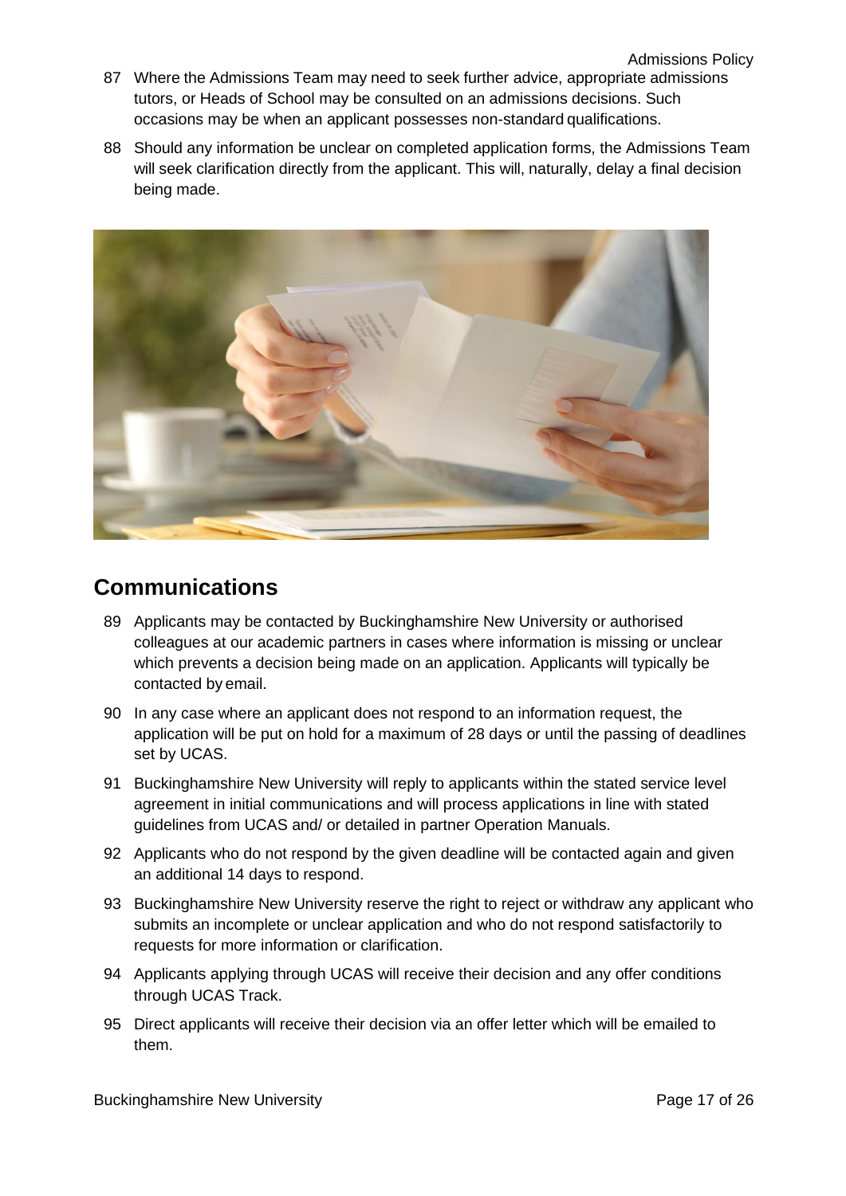87 Where the Admissions Team may need to seek further advice, appropriate admissions tutors, or Heads of School may be consulted on an admissions decisions. Such occasions may be when an applicant possesses non-standard qualifications.

88 Should any information be unclear on completed application forms, the Admissions Team will seek clarification directly from the applicant. This will, naturally, delay a final decision being made.

## Communications

89 Applicants may be contacted by Buckinghamshire New University or authorised colleagues at our academic partners in cases where information is missing or unclear which prevents a decision being made on an application. Applicants will typically be contacted by email.

90 In any case where an applicant does not respond to an information request, the application will be put on hold for a maximum of 28 days or until the passing of deadlines set by UCAS.

91 Buckinghamshire New University will reply to applicants within the stated service level agreement in initial communications and will process applications in line with stated guidelines from UCAS and/ or detailed in partner Operation Manuals.

92 Applicants who do not respond by the given deadline will be contacted again and given an additional 14 days to respond.

93 Buckinghamshire New University reserve the right to reject or withdraw any applicant who submits an incomplete or unclear application and who do not respond satisfactorily to requests for more information or clarification.

94 Applicants applying through UCAS will receive their decision and any offer conditions through UCAS Track.

95 Direct applicants will receive their decision via an offer letter which will be emailed to them.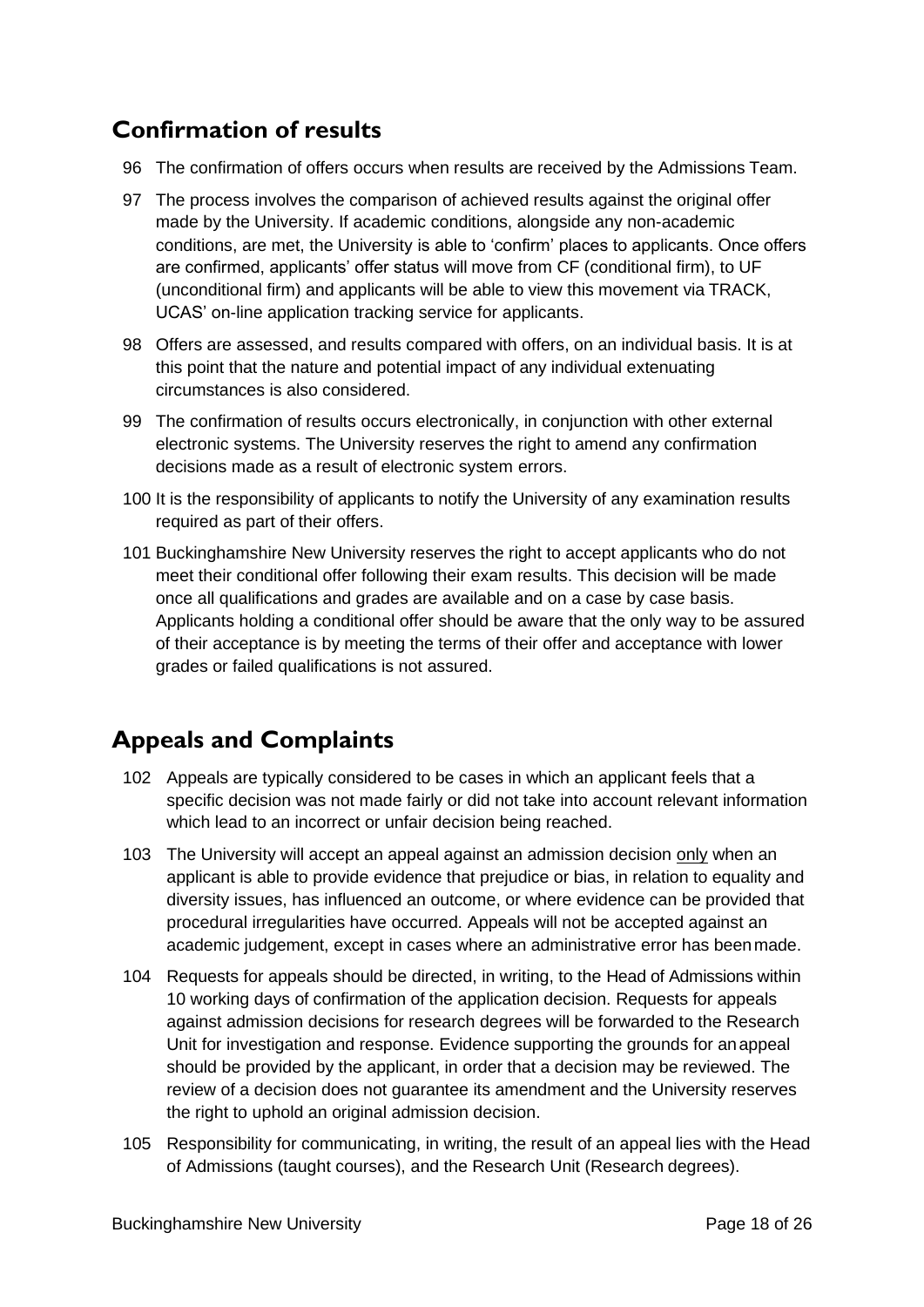## Confirmation of results

96 The confirmation of offers occurs when results are received by the Admissions Team.

97 The process involves the comparison of achieved results against the original offer made by the University. If academic conditions, alongside any non-academic conditions, are met, the University is able to 'confirm' places to applicants. Once offers are confirmed, applicants' offer status will move from CF (conditional firm), to UF (unconditional firm) and applicants will be able to view this movement via TRACK, UCAS' on-line application tracking service for applicants.

98 Offers are assessed, and results compared with offers, on an individual basis. It is at this point that the nature and potential impact of any individual extenuating circumstances is also considered.

99 The confirmation of results occurs electronically, in conjunction with other external electronic systems. The University reserves the right to amend any confirmation decisions made as a result of electronic system errors.

100 It is the responsibility of applicants to notify the University of any examination results required as part of their offers.

101 Buckinghamshire New University reserves the right to accept applicants who do not meet their conditional offer following their exam results. This decision will be made once all qualifications and grades are available and on a case by case basis. Applicants holding a conditional offer should be aware that the only way to be assured of their acceptance is by meeting the terms of their offer and acceptance with lower grades or failed qualifications is not assured.

## Appeals and Complaints

102 Appeals are typically considered to be cases in which an applicant feels that a specific decision was not made fairly or did not take into account relevant information which lead to an incorrect or unfair decision being reached.

103 The University will accept an appeal against an admission decision <u>only</u> when an applicant is able to provide evidence that prejudice or bias, in relation to equality and diversity issues, has influenced an outcome, or where evidence can be provided that procedural irregularities have occurred. Appeals will not be accepted against an academic judgement, except in cases where an administrative error has been made.

104 Requests for appeals should be directed, in writing, to the Head of Admissions within 10 working days of confirmation of the application decision. Requests for appeals against admission decisions for research degrees will be forwarded to the Research Unit for investigation and response. Evidence supporting the grounds for an appeal should be provided by the applicant, in order that a decision may be reviewed. The review of a decision does not guarantee its amendment and the University reserves the right to uphold an original admission decision.

105 Responsibility for communicating, in writing, the result of an appeal lies with the Head of Admissions (taught courses), and the Research Unit (Research degrees).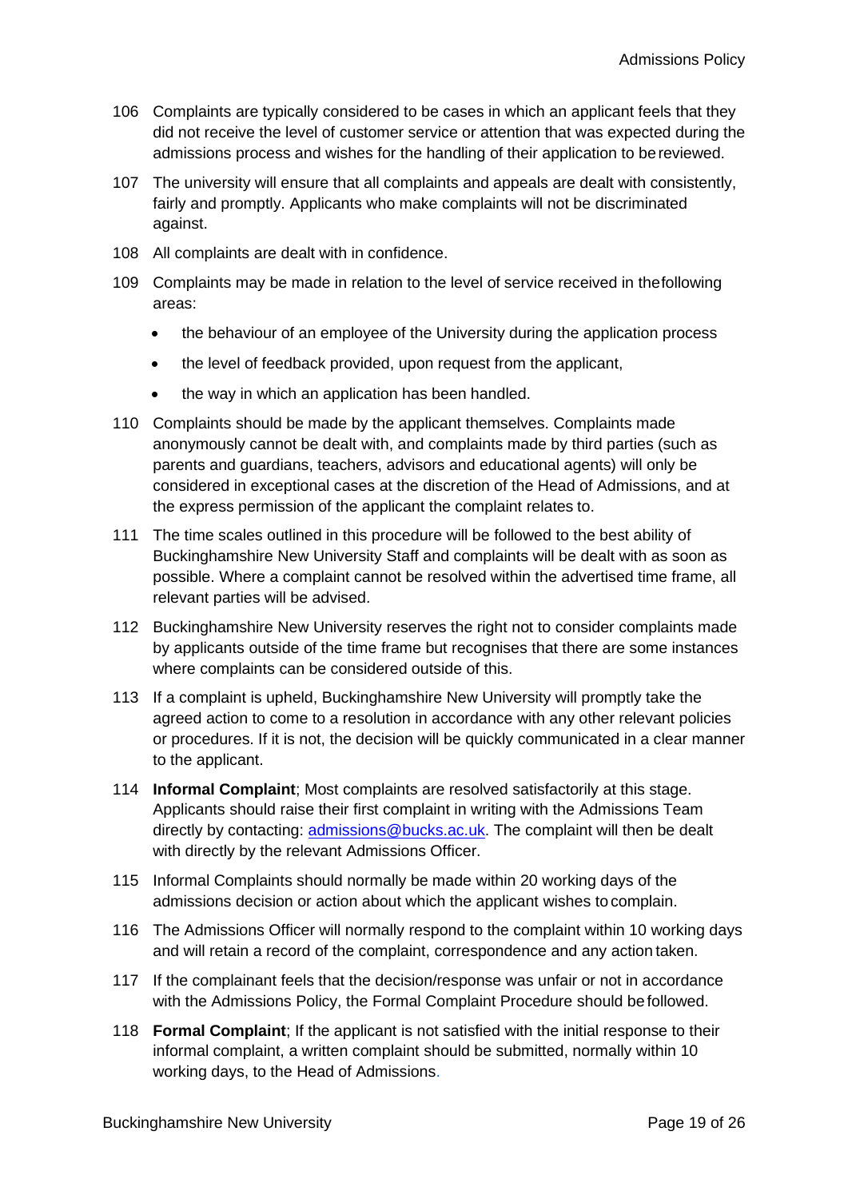106 Complaints are typically considered to be cases in which an applicant feels that they did not receive the level of customer service or attention that was expected during the admissions process and wishes for the handling of their application to be reviewed.

107 The university will ensure that all complaints and appeals are dealt with consistently, fairly and promptly. Applicants who make complaints will not be discriminated against.

108 All complaints are dealt with in confidence.

109 Complaints may be made in relation to the level of service received in the following areas:

- the behaviour of an employee of the University during the application process
- the level of feedback provided, upon request from the applicant,
- the way in which an application has been handled.

110 Complaints should be made by the applicant themselves. Complaints made anonymously cannot be dealt with, and complaints made by third parties (such as parents and guardians, teachers, advisors and educational agents) will only be considered in exceptional cases at the discretion of the Head of Admissions, and at the express permission of the applicant the complaint relates to.

111 The time scales outlined in this procedure will be followed to the best ability of Buckinghamshire New University Staff and complaints will be dealt with as soon as possible. Where a complaint cannot be resolved within the advertised time frame, all relevant parties will be advised.

112 Buckinghamshire New University reserves the right not to consider complaints made by applicants outside of the time frame but recognises that there are some instances where complaints can be considered outside of this.

113 If a complaint is upheld, Buckinghamshire New University will promptly take the agreed action to come to a resolution in accordance with any other relevant policies or procedures. If it is not, the decision will be quickly communicated in a clear manner to the applicant.

114 **Informal Complaint**; Most complaints are resolved satisfactorily at this stage. Applicants should raise their first complaint in writing with the Admissions Team directly by contacting: admissions@bucks.ac.uk. The complaint will then be dealt with directly by the relevant Admissions Officer.

115 Informal Complaints should normally be made within 20 working days of the admissions decision or action about which the applicant wishes to complain.

116 The Admissions Officer will normally respond to the complaint within 10 working days and will retain a record of the complaint, correspondence and any action taken.

117 If the complainant feels that the decision/response was unfair or not in accordance with the Admissions Policy, the Formal Complaint Procedure should be followed.

118 **Formal Complaint**; If the applicant is not satisfied with the initial response to their informal complaint, a written complaint should be submitted, normally within 10 working days, to the Head of Admissions.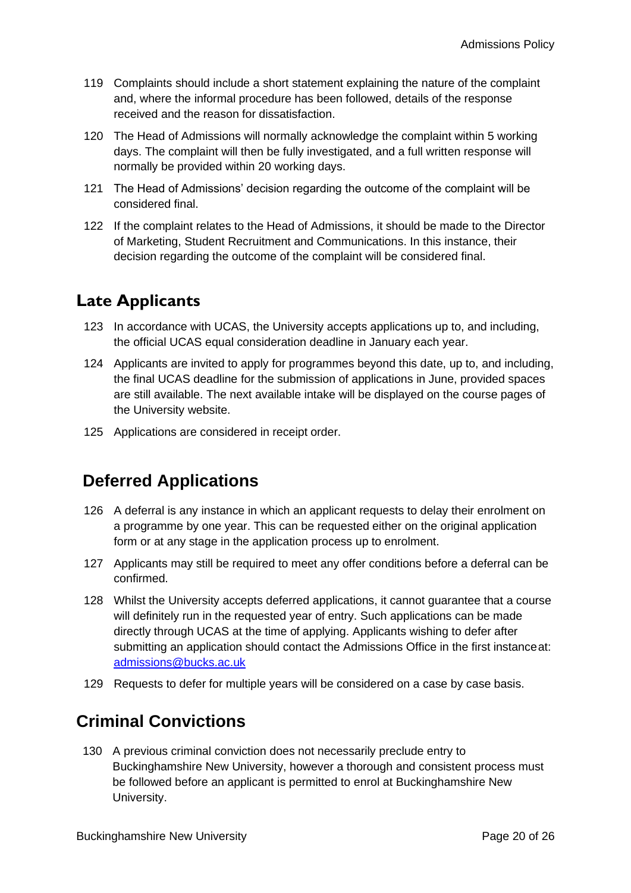119 Complaints should include a short statement explaining the nature of the complaint and, where the informal procedure has been followed, details of the response received and the reason for dissatisfaction.

120 The Head of Admissions will normally acknowledge the complaint within 5 working days. The complaint will then be fully investigated, and a full written response will normally be provided within 20 working days.

121 The Head of Admissions' decision regarding the outcome of the complaint will be considered final.

122 If the complaint relates to the Head of Admissions, it should be made to the Director of Marketing, Student Recruitment and Communications. In this instance, their decision regarding the outcome of the complaint will be considered final.

## Late Applicants

123 In accordance with UCAS, the University accepts applications up to, and including, the official UCAS equal consideration deadline in January each year.

124 Applicants are invited to apply for programmes beyond this date, up to, and including, the final UCAS deadline for the submission of applications in June, provided spaces are still available. The next available intake will be displayed on the course pages of the University website.

125 Applications are considered in receipt order.

## Deferred Applications

126 A deferral is any instance in which an applicant requests to delay their enrolment on a programme by one year. This can be requested either on the original application form or at any stage in the application process up to enrolment.

127 Applicants may still be required to meet any offer conditions before a deferral can be confirmed.

128 Whilst the University accepts deferred applications, it cannot guarantee that a course will definitely run in the requested year of entry. Such applications can be made directly through UCAS at the time of applying. Applicants wishing to defer after submitting an application should contact the Admissions Office in the first instance at: admissions@bucks.ac.uk

129 Requests to defer for multiple years will be considered on a case by case basis.

## Criminal Convictions

130 A previous criminal conviction does not necessarily preclude entry to Buckinghamshire New University, however a thorough and consistent process must be followed before an applicant is permitted to enrol at Buckinghamshire New University.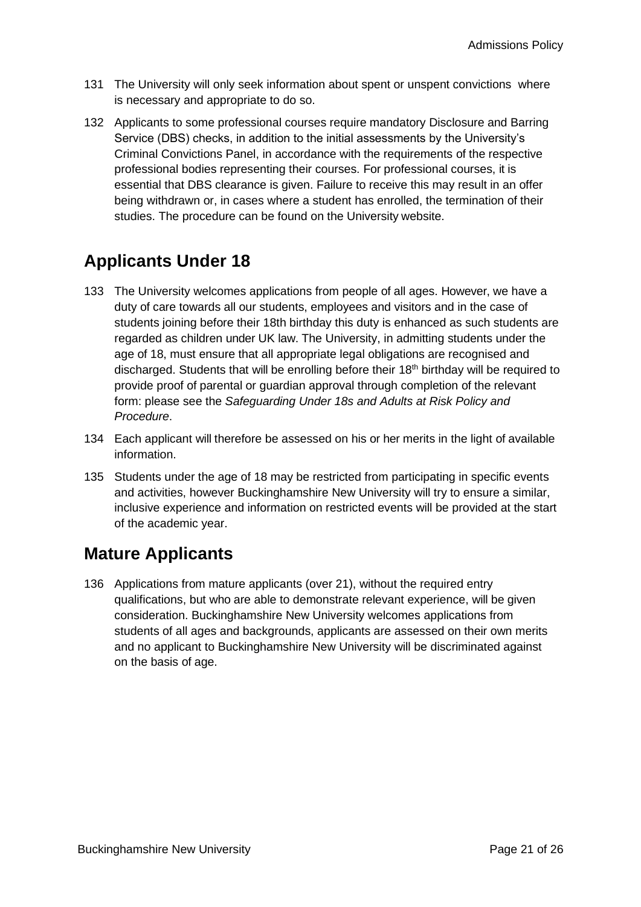131 The University will only seek information about spent or unspent convictions where is necessary and appropriate to do so.

132 Applicants to some professional courses require mandatory Disclosure and Barring Service (DBS) checks, in addition to the initial assessments by the University's Criminal Convictions Panel, in accordance with the requirements of the respective professional bodies representing their courses. For professional courses, it is essential that DBS clearance is given. Failure to receive this may result in an offer being withdrawn or, in cases where a student has enrolled, the termination of their studies. The procedure can be found on the University website.

## Applicants Under 18

133 The University welcomes applications from people of all ages. However, we have a duty of care towards all our students, employees and visitors and in the case of students joining before their 18th birthday this duty is enhanced as such students are regarded as children under UK law. The University, in admitting students under the age of 18, must ensure that all appropriate legal obligations are recognised and discharged. Students that will be enrolling before their 18th birthday will be required to provide proof of parental or guardian approval through completion of the relevant form: please see the *Safeguarding Under 18s and Adults at Risk Policy and Procedure*.

134 Each applicant will therefore be assessed on his or her merits in the light of available information.

135 Students under the age of 18 may be restricted from participating in specific events and activities, however Buckinghamshire New University will try to ensure a similar, inclusive experience and information on restricted events will be provided at the start of the academic year.

## Mature Applicants

136 Applications from mature applicants (over 21), without the required entry qualifications, but who are able to demonstrate relevant experience, will be given consideration. Buckinghamshire New University welcomes applications from students of all ages and backgrounds, applicants are assessed on their own merits and no applicant to Buckinghamshire New University will be discriminated against on the basis of age.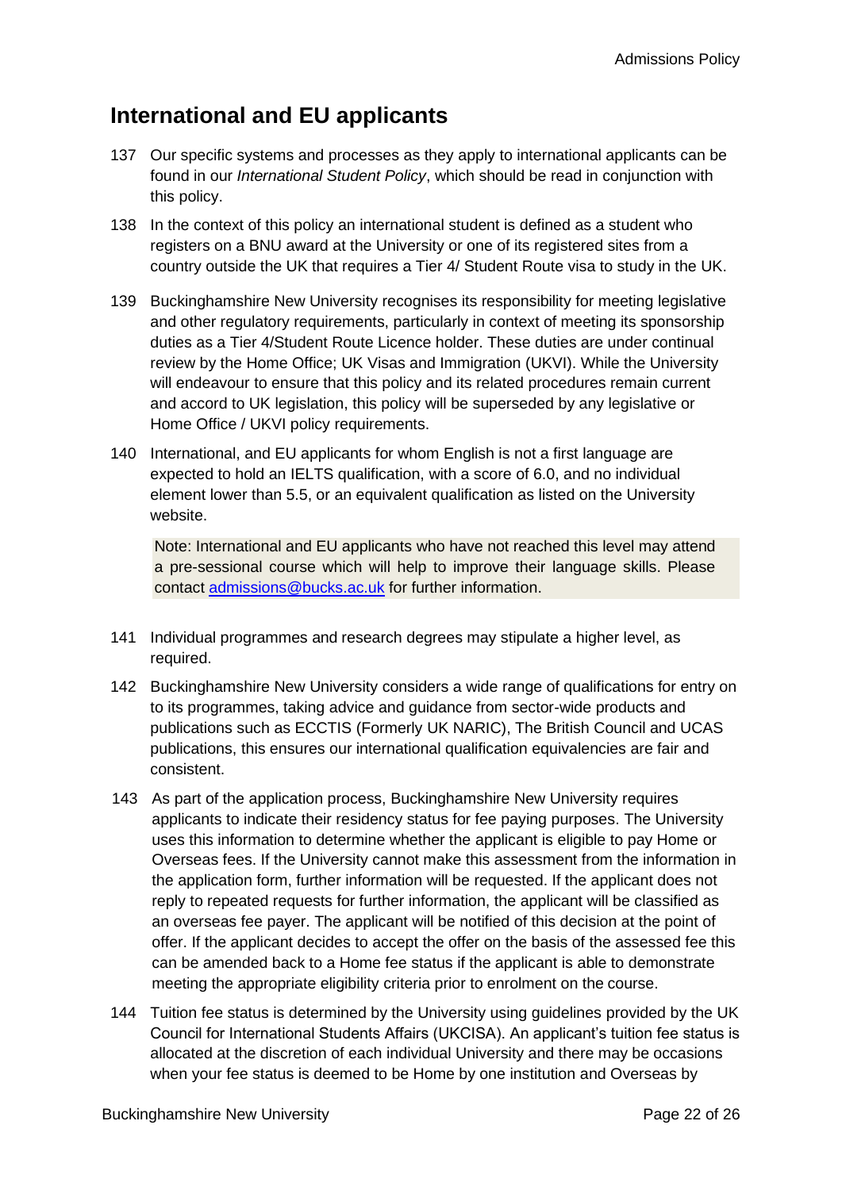## International and EU applicants

137 Our specific systems and processes as they apply to international applicants can be found in our *International Student Policy*, which should be read in conjunction with this policy.

138 In the context of this policy an international student is defined as a student who registers on a BNU award at the University or one of its registered sites from a country outside the UK that requires a Tier 4/ Student Route visa to study in the UK.

139 Buckinghamshire New University recognises its responsibility for meeting legislative and other regulatory requirements, particularly in context of meeting its sponsorship duties as a Tier 4/Student Route Licence holder. These duties are under continual review by the Home Office; UK Visas and Immigration (UKVI). While the University will endeavour to ensure that this policy and its related procedures remain current and accord to UK legislation, this policy will be superseded by any legislative or Home Office / UKVI policy requirements.

140 International, and EU applicants for whom English is not a first language are expected to hold an IELTS qualification, with a score of 6.0, and no individual element lower than 5.5, or an equivalent qualification as listed on the University website.

> Note: International and EU applicants who have not reached this level may attend a pre-sessional course which will help to improve their language skills. Please contact admissions@bucks.ac.uk for further information.

141 Individual programmes and research degrees may stipulate a higher level, as required.

142 Buckinghamshire New University considers a wide range of qualifications for entry on to its programmes, taking advice and guidance from sector-wide products and publications such as ECCTIS (Formerly UK NARIC), The British Council and UCAS publications, this ensures our international qualification equivalencies are fair and consistent.

143 As part of the application process, Buckinghamshire New University requires applicants to indicate their residency status for fee paying purposes. The University uses this information to determine whether the applicant is eligible to pay Home or Overseas fees. If the University cannot make this assessment from the information in the application form, further information will be requested. If the applicant does not reply to repeated requests for further information, the applicant will be classified as an overseas fee payer. The applicant will be notified of this decision at the point of offer. If the applicant decides to accept the offer on the basis of the assessed fee this can be amended back to a Home fee status if the applicant is able to demonstrate meeting the appropriate eligibility criteria prior to enrolment on the course.

144 Tuition fee status is determined by the University using guidelines provided by the UK Council for International Students Affairs (UKCISA). An applicant's tuition fee status is allocated at the discretion of each individual University and there may be occasions when your fee status is deemed to be Home by one institution and Overseas by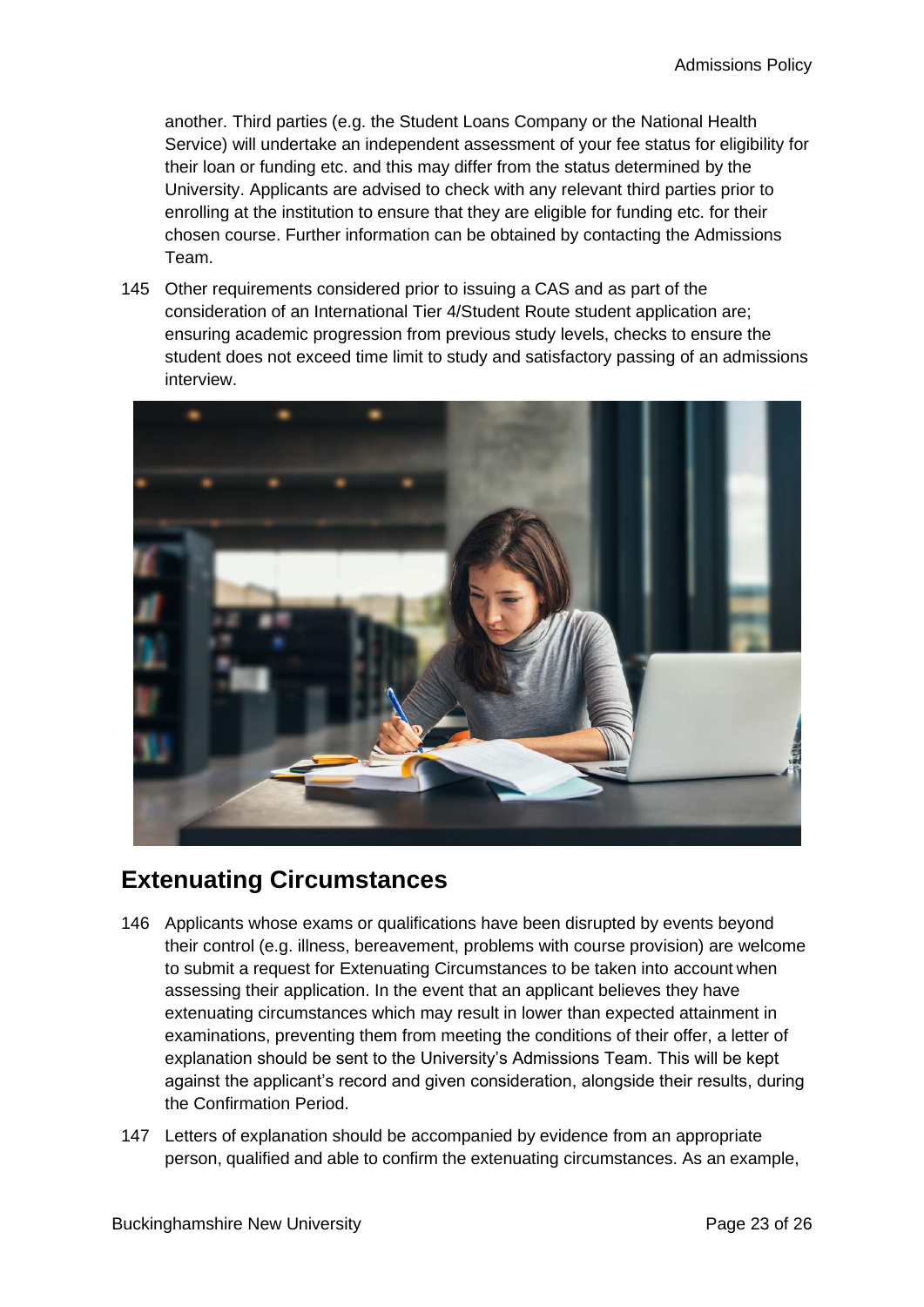another. Third parties (e.g. the Student Loans Company or the National Health Service) will undertake an independent assessment of your fee status for eligibility for their loan or funding etc. and this may differ from the status determined by the University. Applicants are advised to check with any relevant third parties prior to enrolling at the institution to ensure that they are eligible for funding etc. for their chosen course. Further information can be obtained by contacting the Admissions Team.

145 Other requirements considered prior to issuing a CAS and as part of the consideration of an International Tier 4/Student Route student application are; ensuring academic progression from previous study levels, checks to ensure the student does not exceed time limit to study and satisfactory passing of an admissions interview.

## Extenuating Circumstances

146 Applicants whose exams or qualifications have been disrupted by events beyond their control (e.g. illness, bereavement, problems with course provision) are welcome to submit a request for Extenuating Circumstances to be taken into account when assessing their application. In the event that an applicant believes they have extenuating circumstances which may result in lower than expected attainment in examinations, preventing them from meeting the conditions of their offer, a letter of explanation should be sent to the University's Admissions Team. This will be kept against the applicant's record and given consideration, alongside their results, during the Confirmation Period.

147 Letters of explanation should be accompanied by evidence from an appropriate person, qualified and able to confirm the extenuating circumstances. As an example,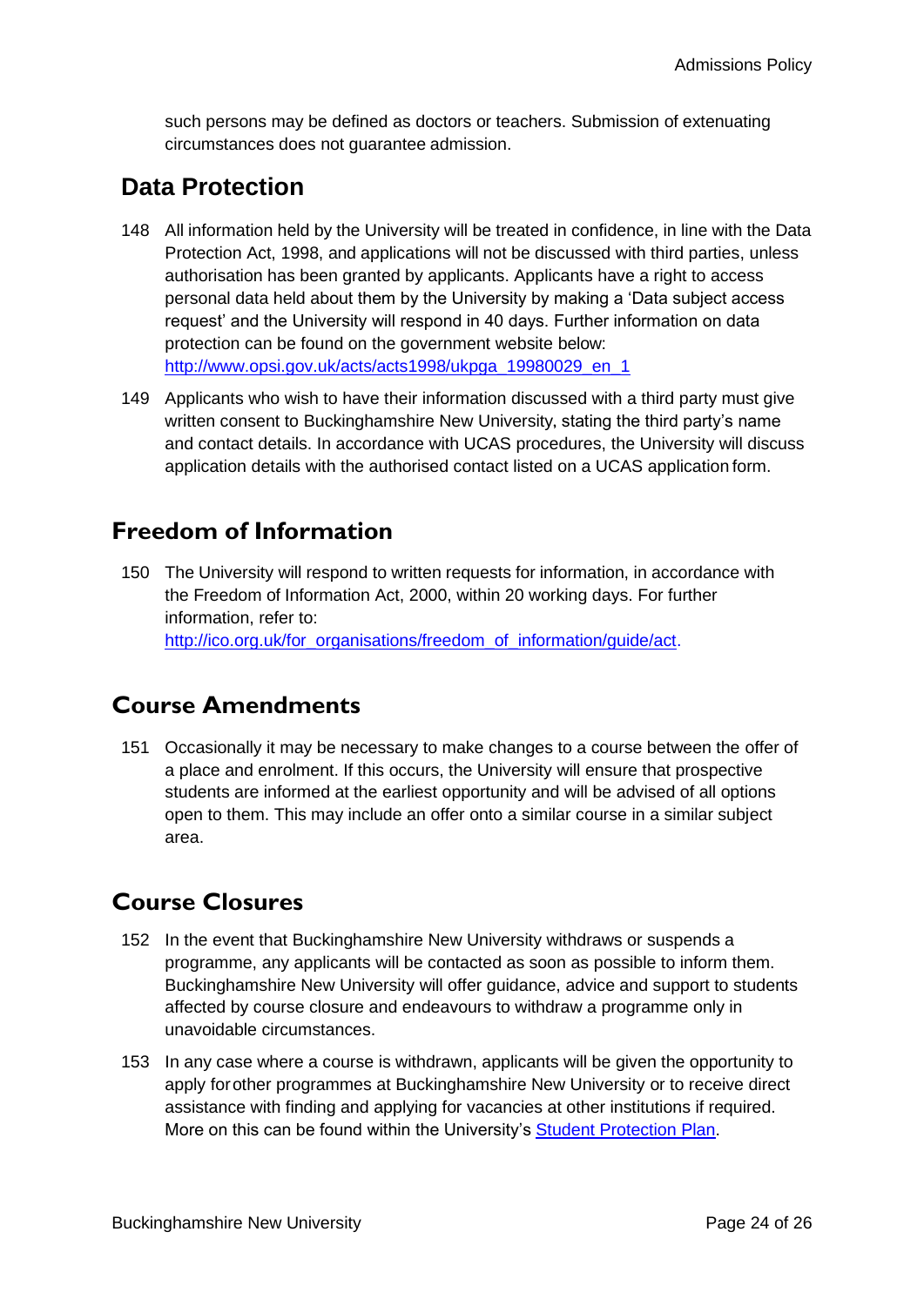such persons may be defined as doctors or teachers. Submission of extenuating circumstances does not guarantee admission.

## Data Protection

148 All information held by the University will be treated in confidence, in line with the Data Protection Act, 1998, and applications will not be discussed with third parties, unless authorisation has been granted by applicants. Applicants have a right to access personal data held about them by the University by making a 'Data subject access request' and the University will respond in 40 days. Further information on data protection can be found on the government website below: [http://www.opsi.gov.uk/acts/acts1998/ukpga_19980029_en_1](http://www.opsi.gov.uk/acts/acts1998/ukpga_19980029_en_1)

149 Applicants who wish to have their information discussed with a third party must give written consent to Buckinghamshire New University, stating the third party's name and contact details. In accordance with UCAS procedures, the University will discuss application details with the authorised contact listed on a UCAS application form.

## Freedom of Information

150 The University will respond to written requests for information, in accordance with the Freedom of Information Act, 2000, within 20 working days. For further information, refer to: [http://ico.org.uk/for_organisations/freedom_of_information/guide/act](http://ico.org.uk/for_organisations/freedom_of_information/guide/act).

## Course Amendments

151 Occasionally it may be necessary to make changes to a course between the offer of a place and enrolment. If this occurs, the University will ensure that prospective students are informed at the earliest opportunity and will be advised of all options open to them. This may include an offer onto a similar course in a similar subject area.

## Course Closures

152 In the event that Buckinghamshire New University withdraws or suspends a programme, any applicants will be contacted as soon as possible to inform them. Buckinghamshire New University will offer guidance, advice and support to students affected by course closure and endeavours to withdraw a programme only in unavoidable circumstances.

153 In any case where a course is withdrawn, applicants will be given the opportunity to apply for other programmes at Buckinghamshire New University or to receive direct assistance with finding and applying for vacancies at other institutions if required. More on this can be found within the University's Student Protection Plan.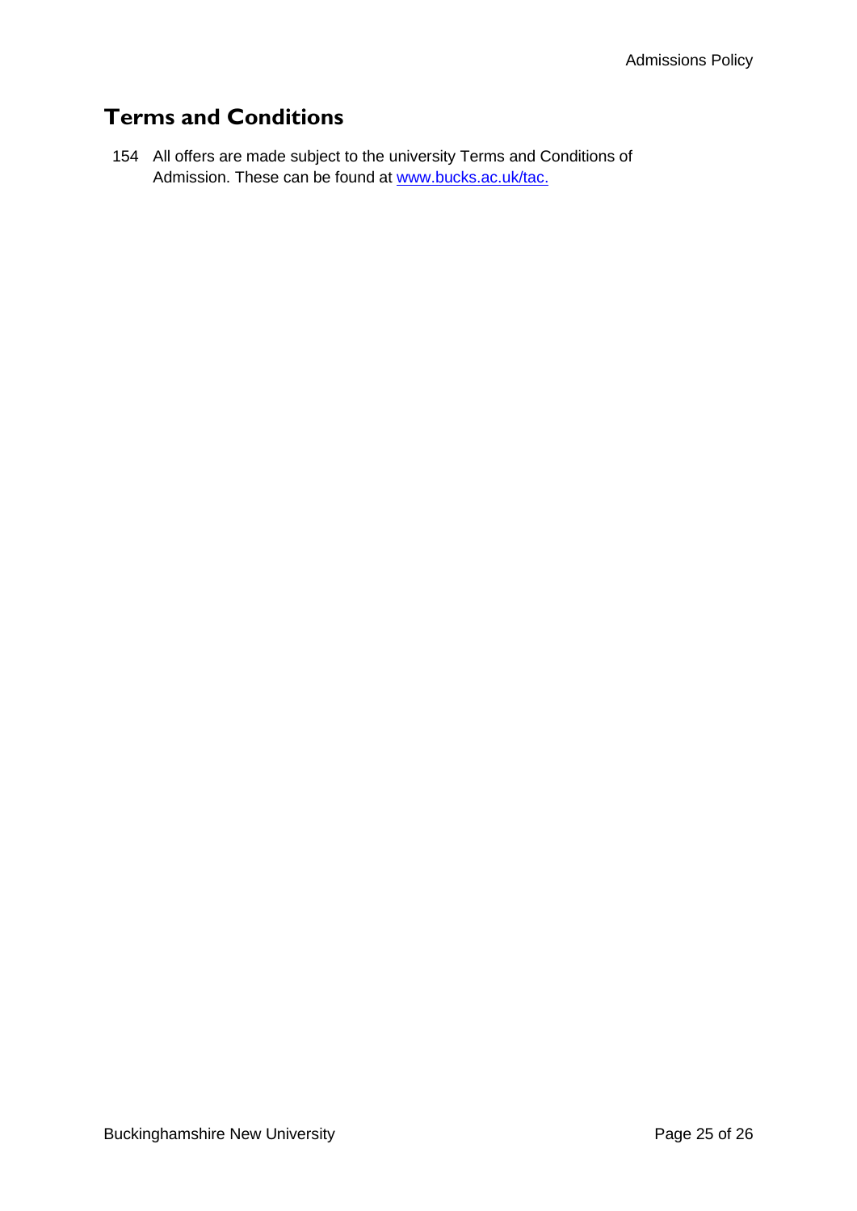## Terms and Conditions

154 All offers are made subject to the university Terms and Conditions of Admission. These can be found at [www.bucks.ac.uk/tac.](http://www.bucks.ac.uk/tac)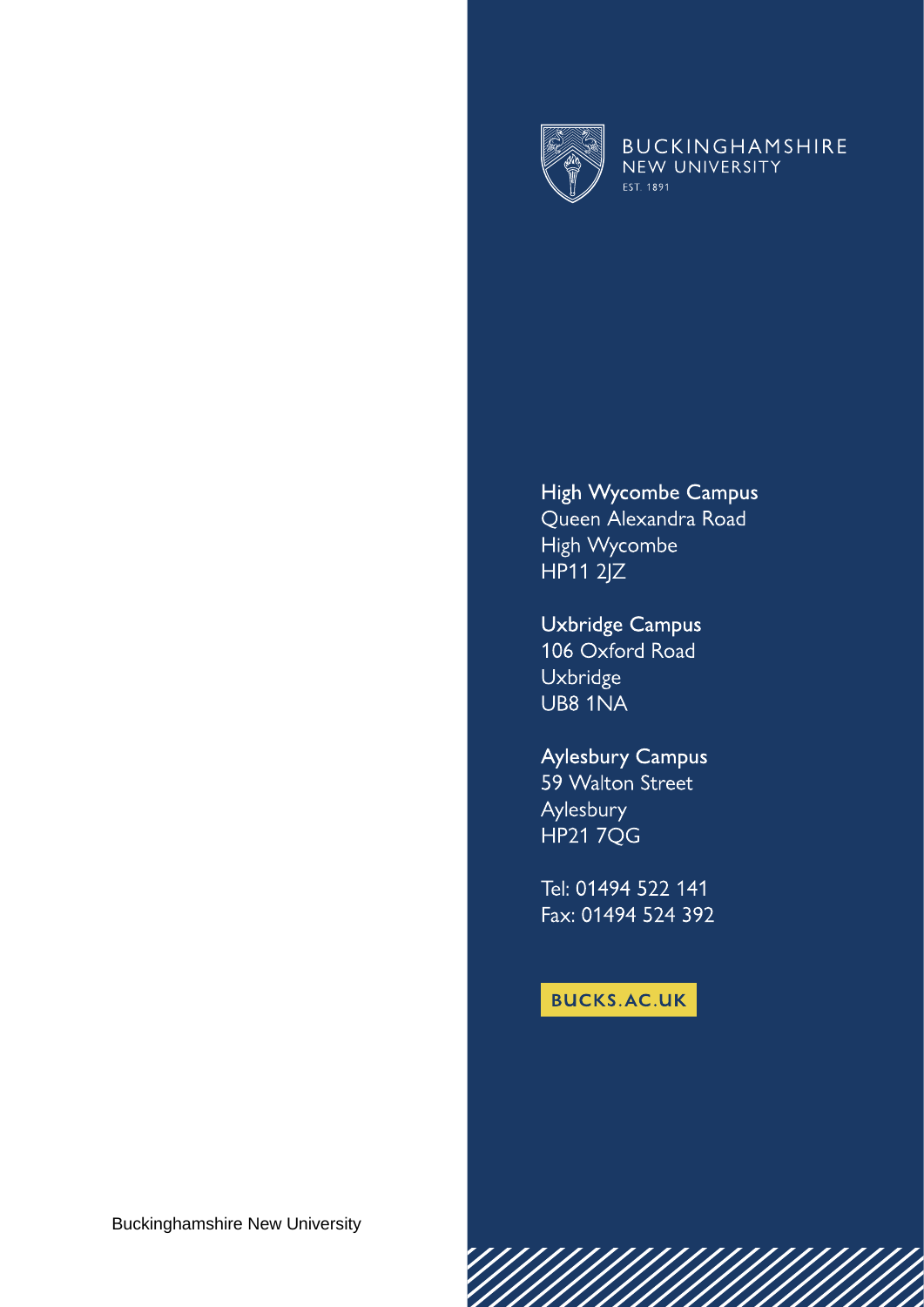BUCKINGHAMSHIRE
NEW UNIVERSITY
EST. 1891

**High Wycombe Campus**
Queen Alexandra Road
High Wycombe
HP11 2JZ

**Uxbridge Campus**
106 Oxford Road
Uxbridge
UB8 1NA

**Aylesbury Campus**
59 Walton Street
Aylesbury
HP21 7QG

Tel: 01494 522 141
Fax: 01494 524 392

**BUCKS.AC.UK**